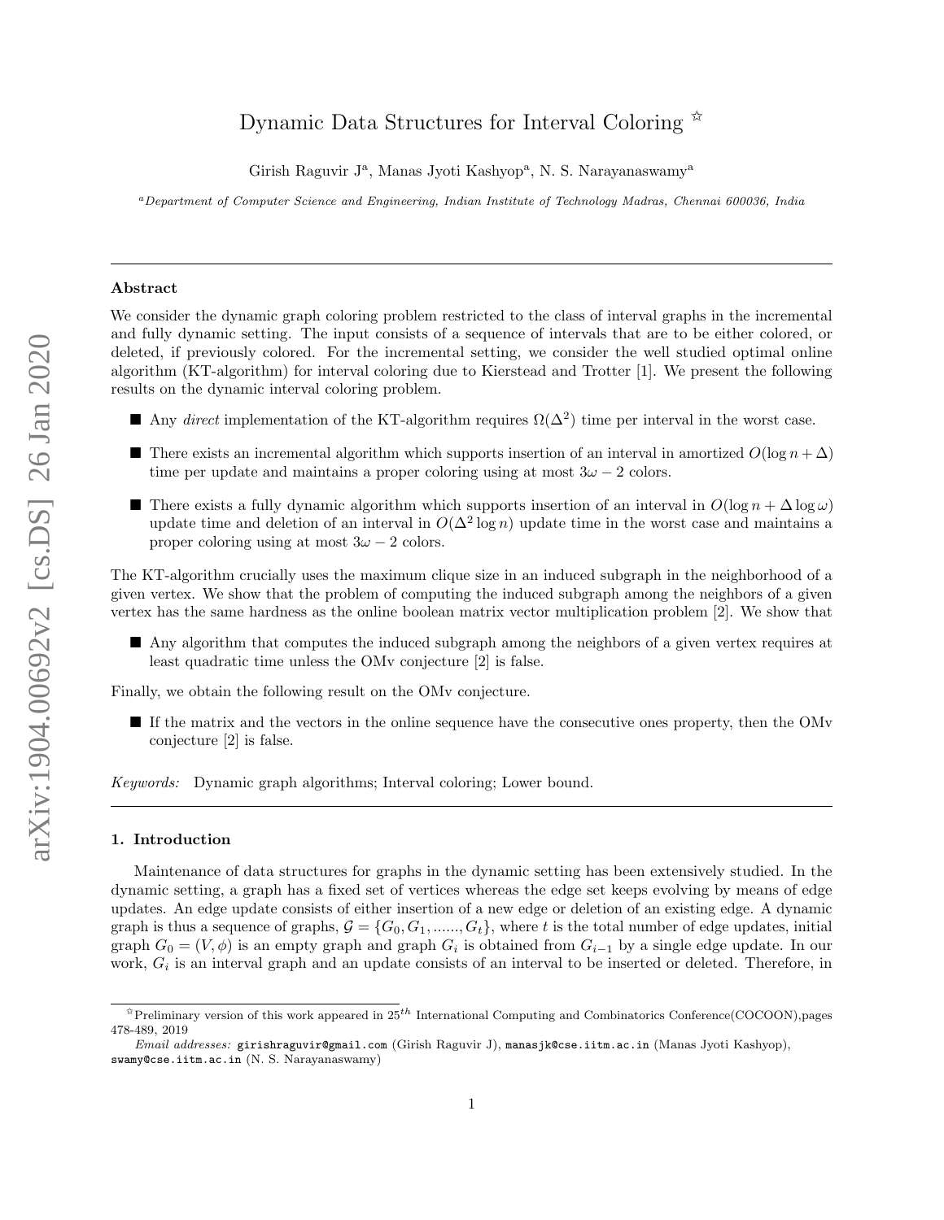# Dynamic Data Structures for Interval Coloring ☆

Girish Raguvir J[a], Manas Jyoti Kashyop[a], N. S. Narayanaswamy[a]

[a] *Department of Computer Science and Engineering, Indian Institute of Technology Madras, Chennai 600036, India*

---

## Abstract

We consider the dynamic graph coloring problem restricted to the class of interval graphs in the incremental and fully dynamic setting. The input consists of a sequence of intervals that are to be either colored, or deleted, if previously colored. For the incremental setting, we consider the well studied optimal online algorithm (KT-algorithm) for interval coloring due to Kierstead and Trotter [1]. We present the following results on the dynamic interval coloring problem.

- Any *direct* implementation of the KT-algorithm requires $\Omega(\Delta^2)$ time per interval in the worst case.
- There exists an incremental algorithm which supports insertion of an interval in amortized $O(\log n + \Delta)$ time per update and maintains a proper coloring using at most $3\omega - 2$ colors.
- There exists a fully dynamic algorithm which supports insertion of an interval in $O(\log n + \Delta \log \omega)$ update time and deletion of an interval in $O(\Delta^2 \log n)$ update time in the worst case and maintains a proper coloring using at most $3\omega - 2$ colors.

The KT-algorithm crucially uses the maximum clique size in an induced subgraph in the neighborhood of a given vertex. We show that the problem of computing the induced subgraph among the neighbors of a given vertex has the same hardness as the online boolean matrix vector multiplication problem [2]. We show that

- Any algorithm that computes the induced subgraph among the neighbors of a given vertex requires at least quadratic time unless the OMv conjecture [2] is false.

Finally, we obtain the following result on the OMv conjecture.

- If the matrix and the vectors in the online sequence have the consecutive ones property, then the OMv conjecture [2] is false.

*Keywords:* Dynamic graph algorithms; Interval coloring; Lower bound.

---

## 1. Introduction

Maintenance of data structures for graphs in the dynamic setting has been extensively studied. In the dynamic setting, a graph has a fixed set of vertices whereas the edge set keeps evolving by means of edge updates. An edge update consists of either insertion of a new edge or deletion of an existing edge. A dynamic graph is thus a sequence of graphs, $\mathcal{G} = \{G_0, G_1, ......, G_t\}$, where $t$ is the total number of edge updates, initial graph $G_0 = (V, \phi)$ is an empty graph and graph $G_i$ is obtained from $G_{i-1}$ by a single edge update. In our work, $G_i$ is an interval graph and an update consists of an interval to be inserted or deleted. Therefore, in

☆Preliminary version of this work appeared in $25^{th}$ International Computing and Combinatorics Conference(COCOON),pages 478-489, 2019

*Email addresses:* girishraguvir@gmail.com (Girish Raguvir J), manasjk@cse.iitm.ac.in (Manas Jyoti Kashyop), swamy@cse.iitm.ac.in (N. S. Narayanaswamy)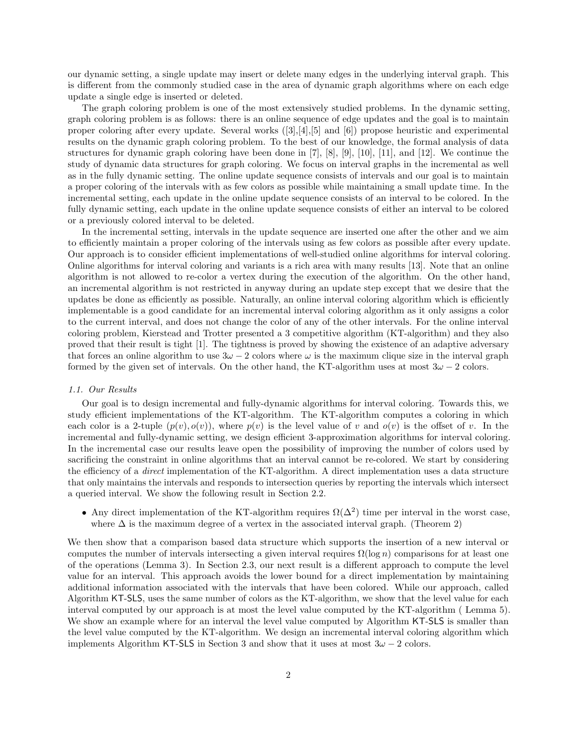our dynamic setting, a single update may insert or delete many edges in the underlying interval graph. This is different from the commonly studied case in the area of dynamic graph algorithms where on each edge update a single edge is inserted or deleted.

The graph coloring problem is one of the most extensively studied problems. In the dynamic setting, graph coloring problem is as follows: there is an online sequence of edge updates and the goal is to maintain proper coloring after every update. Several works ([3],[4],[5] and [6]) propose heuristic and experimental results on the dynamic graph coloring problem. To the best of our knowledge, the formal analysis of data structures for dynamic graph coloring have been done in [7], [8], [9], [10], [11], and [12]. We continue the study of dynamic data structures for graph coloring. We focus on interval graphs in the incremental as well as in the fully dynamic setting. The online update sequence consists of intervals and our goal is to maintain a proper coloring of the intervals with as few colors as possible while maintaining a small update time. In the incremental setting, each update in the online update sequence consists of an interval to be colored. In the fully dynamic setting, each update in the online update sequence consists of either an interval to be colored or a previously colored interval to be deleted.

In the incremental setting, intervals in the update sequence are inserted one after the other and we aim to efficiently maintain a proper coloring of the intervals using as few colors as possible after every update. Our approach is to consider efficient implementations of well-studied online algorithms for interval coloring. Online algorithms for interval coloring and variants is a rich area with many results [13]. Note that an online algorithm is not allowed to re-color a vertex during the execution of the algorithm. On the other hand, an incremental algorithm is not restricted in anyway during an update step except that we desire that the updates be done as efficiently as possible. Naturally, an online interval coloring algorithm which is efficiently implementable is a good candidate for an incremental interval coloring algorithm as it only assigns a color to the current interval, and does not change the color of any of the other intervals. For the online interval coloring problem, Kierstead and Trotter presented a 3 competitive algorithm (KT-algorithm) and they also proved that their result is tight [1]. The tightness is proved by showing the existence of an adaptive adversary that forces an online algorithm to use $3\omega - 2$ colors where $\omega$ is the maximum clique size in the interval graph formed by the given set of intervals. On the other hand, the KT-algorithm uses at most $3\omega - 2$ colors.

### *1.1. Our Results*

Our goal is to design incremental and fully-dynamic algorithms for interval coloring. Towards this, we study efficient implementations of the KT-algorithm. The KT-algorithm computes a coloring in which each color is a 2-tuple $(p(v), o(v))$, where $p(v)$ is the level value of $v$ and $o(v)$ is the offset of $v$. In the incremental and fully-dynamic setting, we design efficient 3-approximation algorithms for interval coloring. In the incremental case our results leave open the possibility of improving the number of colors used by sacrificing the constraint in online algorithms that an interval cannot be re-colored. We start by considering the efficiency of a *direct* implementation of the KT-algorithm. A direct implementation uses a data structure that only maintains the intervals and responds to intersection queries by reporting the intervals which intersect a queried interval. We show the following result in Section 2.2.

- Any direct implementation of the KT-algorithm requires $\Omega(\Delta^2)$ time per interval in the worst case, where $\Delta$ is the maximum degree of a vertex in the associated interval graph. (Theorem 2)

We then show that a comparison based data structure which supports the insertion of a new interval or computes the number of intervals intersecting a given interval requires $\Omega(\log n)$ comparisons for at least one of the operations (Lemma 3). In Section 2.3, our next result is a different approach to compute the level value for an interval. This approach avoids the lower bound for a direct implementation by maintaining additional information associated with the intervals that have been colored. While our approach, called Algorithm KT-SLS, uses the same number of colors as the KT-algorithm, we show that the level value for each interval computed by our approach is at most the level value computed by the KT-algorithm ( Lemma 5). We show an example where for an interval the level value computed by Algorithm KT-SLS is smaller than the level value computed by the KT-algorithm. We design an incremental interval coloring algorithm which implements Algorithm KT-SLS in Section 3 and show that it uses at most $3\omega - 2$ colors.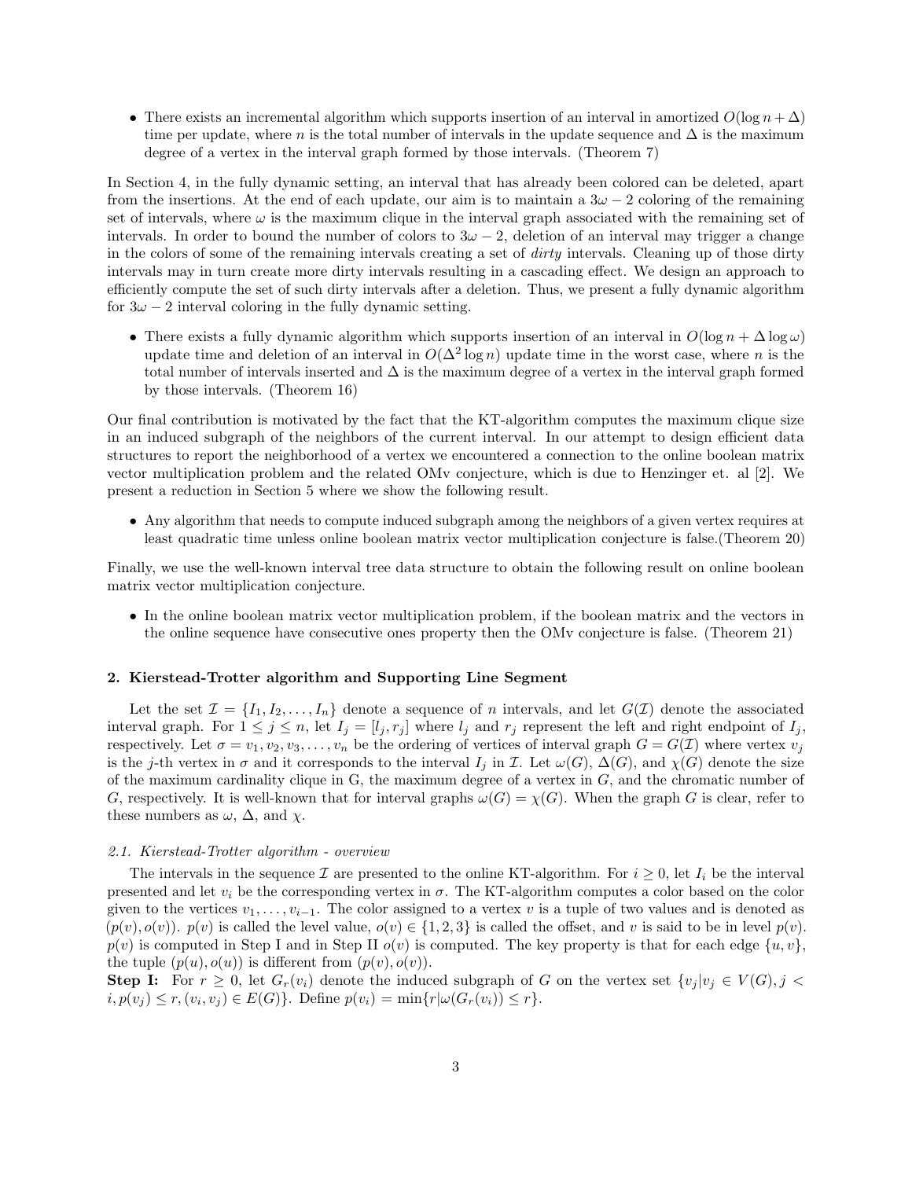- There exists an incremental algorithm which supports insertion of an interval in amortized $O(\log n + \Delta)$ time per update, where $n$ is the total number of intervals in the update sequence and $\Delta$ is the maximum degree of a vertex in the interval graph formed by those intervals. (Theorem 7)

In Section 4, in the fully dynamic setting, an interval that has already been colored can be deleted, apart from the insertions. At the end of each update, our aim is to maintain a $3\omega - 2$ coloring of the remaining set of intervals, where $\omega$ is the maximum clique in the interval graph associated with the remaining set of intervals. In order to bound the number of colors to $3\omega - 2$, deletion of an interval may trigger a change in the colors of some of the remaining intervals creating a set of *dirty* intervals. Cleaning up of those dirty intervals may in turn create more dirty intervals resulting in a cascading effect. We design an approach to efficiently compute the set of such dirty intervals after a deletion. Thus, we present a fully dynamic algorithm for $3\omega - 2$ interval coloring in the fully dynamic setting.

- There exists a fully dynamic algorithm which supports insertion of an interval in $O(\log n + \Delta \log \omega)$ update time and deletion of an interval in $O(\Delta^2 \log n)$ update time in the worst case, where $n$ is the total number of intervals inserted and $\Delta$ is the maximum degree of a vertex in the interval graph formed by those intervals. (Theorem 16)

Our final contribution is motivated by the fact that the KT-algorithm computes the maximum clique size in an induced subgraph of the neighbors of the current interval. In our attempt to design efficient data structures to report the neighborhood of a vertex we encountered a connection to the online boolean matrix vector multiplication problem and the related OMv conjecture, which is due to Henzinger et. al [2]. We present a reduction in Section 5 where we show the following result.

- Any algorithm that needs to compute induced subgraph among the neighbors of a given vertex requires at least quadratic time unless online boolean matrix vector multiplication conjecture is false.(Theorem 20)

Finally, we use the well-known interval tree data structure to obtain the following result on online boolean matrix vector multiplication conjecture.

- In the online boolean matrix vector multiplication problem, if the boolean matrix and the vectors in the online sequence have consecutive ones property then the OMv conjecture is false. (Theorem 21)

## 2. Kierstead-Trotter algorithm and Supporting Line Segment

Let the set $\mathcal{I} = \{I_1, I_2, \ldots, I_n\}$ denote a sequence of $n$ intervals, and let $G(\mathcal{I})$ denote the associated interval graph. For $1 \leq j \leq n$, let $I_j = [l_j, r_j]$ where $l_j$ and $r_j$ represent the left and right endpoint of $I_j$, respectively. Let $\sigma = v_1, v_2, v_3, \ldots, v_n$ be the ordering of vertices of interval graph $G = G(\mathcal{I})$ where vertex $v_j$ is the $j$-th vertex in $\sigma$ and it corresponds to the interval $I_j$ in $\mathcal{I}$. Let $\omega(G)$, $\Delta(G)$, and $\chi(G)$ denote the size of the maximum cardinality clique in G, the maximum degree of a vertex in $G$, and the chromatic number of $G$, respectively. It is well-known that for interval graphs $\omega(G) = \chi(G)$. When the graph $G$ is clear, refer to these numbers as $\omega$, $\Delta$, and $\chi$.

### *2.1. Kierstead-Trotter algorithm - overview*

The intervals in the sequence $\mathcal{I}$ are presented to the online KT-algorithm. For $i \geq 0$, let $I_i$ be the interval presented and let $v_i$ be the corresponding vertex in $\sigma$. The KT-algorithm computes a color based on the color given to the vertices $v_1, \ldots, v_{i-1}$. The color assigned to a vertex $v$ is a tuple of two values and is denoted as $(p(v), o(v))$. $p(v)$ is called the level value, $o(v) \in \{1, 2, 3\}$ is called the offset, and $v$ is said to be in level $p(v)$. $p(v)$ is computed in Step I and in Step II $o(v)$ is computed. The key property is that for each edge $\{u, v\}$, the tuple $(p(u), o(u))$ is different from $(p(v), o(v))$.

**Step I:** For $r \geq 0$, let $G_r(v_i)$ denote the induced subgraph of $G$ on the vertex set $\{v_j | v_j \in V(G), j < i, p(v_j) \leq r, (v_i, v_j) \in E(G)\}$. Define $p(v_i) = \min\{r | \omega(G_r(v_i)) \leq r\}$.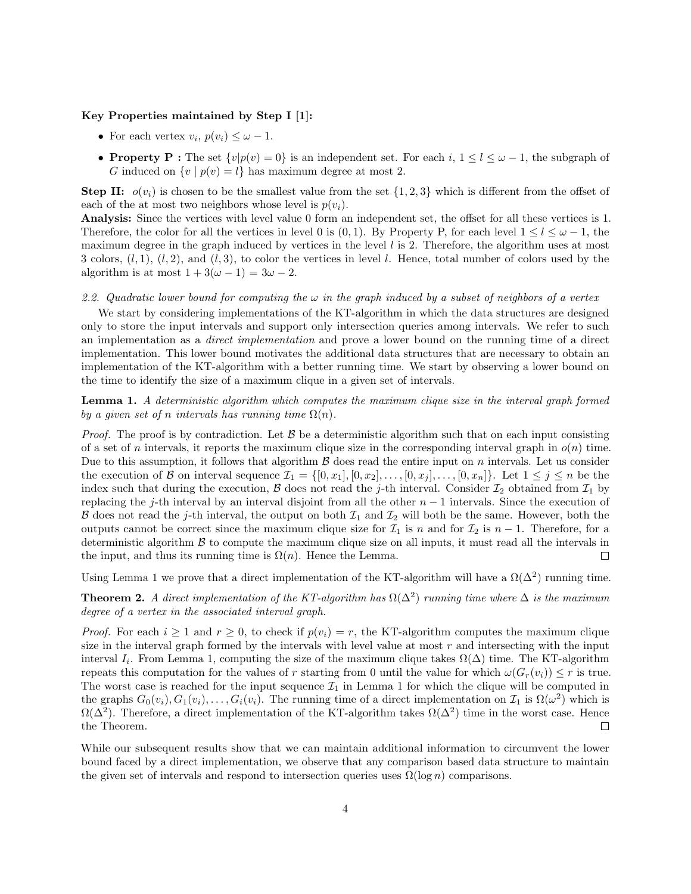**Key Properties maintained by Step I [1]:**

- For each vertex $v_i$, $p(v_i) \leq \omega - 1$.
- **Property P :** The set $\{v|p(v) = 0\}$ is an independent set. For each $i$, $1 \leq l \leq \omega - 1$, the subgraph of $G$ induced on $\{v \mid p(v) = l\}$ has maximum degree at most 2.

**Step II:** $o(v_i)$ is chosen to be the smallest value from the set $\{1, 2, 3\}$ which is different from the offset of each of the at most two neighbors whose level is $p(v_i)$.

**Analysis:** Since the vertices with level value 0 form an independent set, the offset for all these vertices is 1. Therefore, the color for all the vertices in level 0 is $(0, 1)$. By Property P, for each level $1 \leq l \leq \omega - 1$, the maximum degree in the graph induced by vertices in the level $l$ is 2. Therefore, the algorithm uses at most 3 colors, $(l, 1)$, $(l, 2)$, and $(l, 3)$, to color the vertices in level $l$. Hence, total number of colors used by the algorithm is at most $1 + 3(\omega - 1) = 3\omega - 2$.

*2.2. Quadratic lower bound for computing the $\omega$ in the graph induced by a subset of neighbors of a vertex*

We start by considering implementations of the KT-algorithm in which the data structures are designed only to store the input intervals and support only intersection queries among intervals. We refer to such an implementation as a *direct implementation* and prove a lower bound on the running time of a direct implementation. This lower bound motivates the additional data structures that are necessary to obtain an implementation of the KT-algorithm with a better running time. We start by observing a lower bound on the time to identify the size of a maximum clique in a given set of intervals.

**Lemma 1.** *A deterministic algorithm which computes the maximum clique size in the interval graph formed by a given set of $n$ intervals has running time $\Omega(n)$.*

*Proof.* The proof is by contradiction. Let $\mathcal{B}$ be a deterministic algorithm such that on each input consisting of a set of $n$ intervals, it reports the maximum clique size in the corresponding interval graph in $o(n)$ time. Due to this assumption, it follows that algorithm $\mathcal{B}$ does read the entire input on $n$ intervals. Let us consider the execution of $\mathcal{B}$ on interval sequence $\mathcal{I}_1 = \{[0, x_1], [0, x_2], \ldots, [0, x_j], \ldots, [0, x_n]\}$. Let $1 \leq j \leq n$ be the index such that during the execution, $\mathcal{B}$ does not read the $j$-th interval. Consider $\mathcal{I}_2$ obtained from $\mathcal{I}_1$ by replacing the $j$-th interval by an interval disjoint from all the other $n - 1$ intervals. Since the execution of $\mathcal{B}$ does not read the $j$-th interval, the output on both $\mathcal{I}_1$ and $\mathcal{I}_2$ will both be the same. However, both the outputs cannot be correct since the maximum clique size for $\mathcal{I}_1$ is $n$ and for $\mathcal{I}_2$ is $n - 1$. Therefore, for a deterministic algorithm $\mathcal{B}$ to compute the maximum clique size on all inputs, it must read all the intervals in the input, and thus its running time is $\Omega(n)$. Hence the Lemma. $\square$

Using Lemma 1 we prove that a direct implementation of the KT-algorithm will have a $\Omega(\Delta^2)$ running time.

**Theorem 2.** *A direct implementation of the KT-algorithm has $\Omega(\Delta^2)$ running time where $\Delta$ is the maximum degree of a vertex in the associated interval graph.*

*Proof.* For each $i \geq 1$ and $r \geq 0$, to check if $p(v_i) = r$, the KT-algorithm computes the maximum clique size in the interval graph formed by the intervals with level value at most $r$ and intersecting with the input interval $I_i$. From Lemma 1, computing the size of the maximum clique takes $\Omega(\Delta)$ time. The KT-algorithm repeats this computation for the values of $r$ starting from 0 until the value for which $\omega(G_r(v_i)) \leq r$ is true. The worst case is reached for the input sequence $\mathcal{I}_1$ in Lemma 1 for which the clique will be computed in the graphs $G_0(v_i), G_1(v_i), \ldots, G_i(v_i)$. The running time of a direct implementation on $\mathcal{I}_1$ is $\Omega(\omega^2)$ which is $\Omega(\Delta^2)$. Therefore, a direct implementation of the KT-algorithm takes $\Omega(\Delta^2)$ time in the worst case. Hence the Theorem. $\square$

While our subsequent results show that we can maintain additional information to circumvent the lower bound faced by a direct implementation, we observe that any comparison based data structure to maintain the given set of intervals and respond to intersection queries uses $\Omega(\log n)$ comparisons.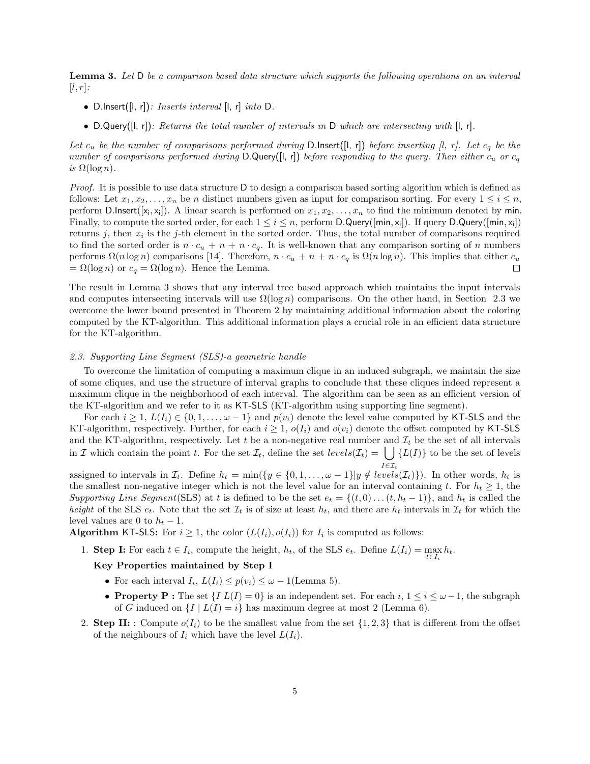**Lemma 3.** *Let* D *be a comparison based data structure which supports the following operations on an interval* $[l, r]$*:*

- D.Insert([l, r])*: Inserts interval* [l, r] *into* D*.*
- D.Query([l, r])*: Returns the total number of intervals in* D *which are intersecting with* [l, r]*.*

*Let* $c_u$ *be the number of comparisons performed during* D.Insert([l, r]) *before inserting [l, r]. Let* $c_q$ *be the number of comparisons performed during* D.Query([l, r]) *before responding to the query. Then either* $c_u$ *or* $c_q$ *is* $\Omega(\log n)$*.*

*Proof.* It is possible to use data structure D to design a comparison based sorting algorithm which is defined as follows: Let $x_1, x_2, \ldots, x_n$ be $n$ distinct numbers given as input for comparison sorting. For every $1 \leq i \leq n$, perform D.Insert([$x_i$, $x_i$]). A linear search is performed on $x_1, x_2, \ldots, x_n$ to find the minimum denoted by min. Finally, to compute the sorted order, for each $1 \leq i \leq n$, perform D.Query([min, $x_i$]). If query D.Query([min, $x_i$]) returns $j$, then $x_i$ is the $j$-th element in the sorted order. Thus, the total number of comparisons required to find the sorted order is $n \cdot c_u + n + n \cdot c_q$. It is well-known that any comparison sorting of $n$ numbers performs $\Omega(n \log n)$ comparisons [14]. Therefore, $n \cdot c_u + n + n \cdot c_q$ is $\Omega(n \log n)$. This implies that either $c_u = \Omega(\log n)$ or $c_q = \Omega(\log n)$. Hence the Lemma. $\square$

The result in Lemma 3 shows that any interval tree based approach which maintains the input intervals and computes intersecting intervals will use $\Omega(\log n)$ comparisons. On the other hand, in Section 2.3 we overcome the lower bound presented in Theorem 2 by maintaining additional information about the coloring computed by the KT-algorithm. This additional information plays a crucial role in an efficient data structure for the KT-algorithm.

### *2.3. Supporting Line Segment (SLS)-a geometric handle*

To overcome the limitation of computing a maximum clique in an induced subgraph, we maintain the size of some cliques, and use the structure of interval graphs to conclude that these cliques indeed represent a maximum clique in the neighborhood of each interval. The algorithm can be seen as an efficient version of the KT-algorithm and we refer to it as KT-SLS (KT-algorithm using supporting line segment).

For each $i \geq 1$, $L(I_i) \in \{0, 1, \ldots, \omega - 1\}$ and $p(v_i)$ denote the level value computed by KT-SLS and the KT-algorithm, respectively. Further, for each $i \geq 1$, $o(I_i)$ and $o(v_i)$ denote the offset computed by KT-SLS and the KT-algorithm, respectively. Let $t$ be a non-negative real number and $\mathcal{I}_t$ be the set of all intervals in $\mathcal{I}$ which contain the point $t$. For the set $\mathcal{I}_t$, define the set $levels(\mathcal{I}_t) = \bigcup_{I \in \mathcal{I}_t} \{L(I)\}$ to be the set of levels assigned to intervals in $\mathcal{I}_t$. Define $h_t = \min(\{y \in \{0, 1, \ldots, \omega - 1\} | y \notin levels(\mathcal{I}_t)\})$. In other words, $h_t$ is the smallest non-negative integer which is not the level value for an interval containing $t$. For $h_t \geq 1$, the *Supporting Line Segment*(SLS) at $t$ is defined to be the set $e_t = \{(t, 0) \ldots (t, h_t - 1)\}$, and $h_t$ is called the *height* of the SLS $e_t$. Note that the set $\mathcal{I}_t$ is of size at least $h_t$, and there are $h_t$ intervals in $\mathcal{I}_t$ for which the level values are 0 to $h_t - 1$.

**Algorithm** KT-SLS**:** For $i \geq 1$, the color $(L(I_i), o(I_i))$ for $I_i$ is computed as follows:

1. **Step I:** For each $t \in I_i$, compute the height, $h_t$, of the SLS $e_t$. Define $L(I_i) = \max_{t \in I_i} h_t$.

   **Key Properties maintained by Step I**

   - For each interval $I_i$, $L(I_i) \leq p(v_i) \leq \omega - 1$(Lemma 5).
   - **Property P :** The set $\{I | L(I) = 0\}$ is an independent set. For each $i$, $1 \leq i \leq \omega - 1$, the subgraph of $G$ induced on $\{I \mid L(I) = i\}$ has maximum degree at most 2 (Lemma 6).

2. **Step II:** : Compute $o(I_i)$ to be the smallest value from the set $\{1, 2, 3\}$ that is different from the offset of the neighbours of $I_i$ which have the level $L(I_i)$.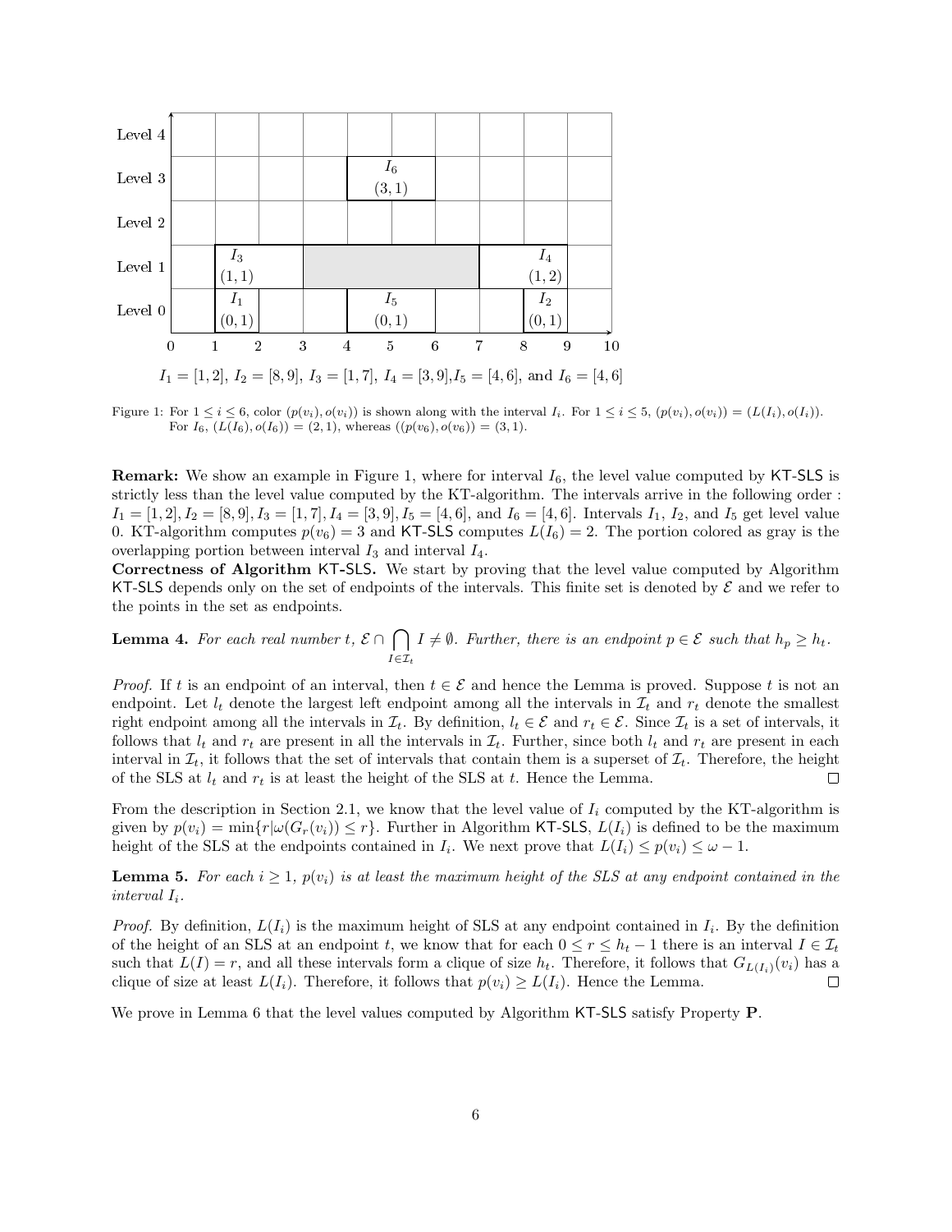Level 4

Level 3 — $I_6$ $(3,1)$

Level 2

Level 1 — $I_3$ $(1,1)$, $I_4$ $(1,2)$

Level 0 — $I_1$ $(0,1)$, $I_5$ $(0,1)$, $I_2$ $(0,1)$

0 1 2 3 4 5 6 7 8 9 10

$I_1 = [1, 2]$, $I_2 = [8, 9]$, $I_3 = [1, 7]$, $I_4 = [3, 9]$, $I_5 = [4, 6]$, and $I_6 = [4, 6]$

Figure 1: For $1 \leq i \leq 6$, color $(p(v_i), o(v_i))$ is shown along with the interval $I_i$. For $1 \leq i \leq 5$, $(p(v_i), o(v_i)) = (L(I_i), o(I_i))$. For $I_6$, $(L(I_6), o(I_6)) = (2, 1)$, whereas $((p(v_6), o(v_6)) = (3, 1)$.

**Remark:** We show an example in Figure 1, where for interval $I_6$, the level value computed by KT-SLS is strictly less than the level value computed by the KT-algorithm. The intervals arrive in the following order : $I_1 = [1, 2], I_2 = [8, 9], I_3 = [1, 7], I_4 = [3, 9], I_5 = [4, 6]$, and $I_6 = [4, 6]$. Intervals $I_1$, $I_2$, and $I_5$ get level value 0. KT-algorithm computes $p(v_6) = 3$ and KT-SLS computes $L(I_6) = 2$. The portion colored as gray is the overlapping portion between interval $I_3$ and interval $I_4$.

**Correctness of Algorithm KT-SLS.** We start by proving that the level value computed by Algorithm KT-SLS depends only on the set of endpoints of the intervals. This finite set is denoted by $\mathcal{E}$ and we refer to the points in the set as endpoints.

**Lemma 4.** *For each real number $t$, $\mathcal{E} \cap \bigcap_{I \in \mathcal{I}_t} I \neq \emptyset$. Further, there is an endpoint $p \in \mathcal{E}$ such that $h_p \geq h_t$.*

*Proof.* If $t$ is an endpoint of an interval, then $t \in \mathcal{E}$ and hence the Lemma is proved. Suppose $t$ is not an endpoint. Let $l_t$ denote the largest left endpoint among all the intervals in $\mathcal{I}_t$ and $r_t$ denote the smallest right endpoint among all the intervals in $\mathcal{I}_t$. By definition, $l_t \in \mathcal{E}$ and $r_t \in \mathcal{E}$. Since $\mathcal{I}_t$ is a set of intervals, it follows that $l_t$ and $r_t$ are present in all the intervals in $\mathcal{I}_t$. Further, since both $l_t$ and $r_t$ are present in each interval in $\mathcal{I}_t$, it follows that the set of intervals that contain them is a superset of $\mathcal{I}_t$. Therefore, the height of the SLS at $l_t$ and $r_t$ is at least the height of the SLS at $t$. Hence the Lemma. $\square$

From the description in Section 2.1, we know that the level value of $I_i$ computed by the KT-algorithm is given by $p(v_i) = \min\{r | \omega(G_r(v_i)) \leq r\}$. Further in Algorithm KT-SLS, $L(I_i)$ is defined to be the maximum height of the SLS at the endpoints contained in $I_i$. We next prove that $L(I_i) \leq p(v_i) \leq \omega - 1$.

**Lemma 5.** *For each $i \geq 1$, $p(v_i)$ is at least the maximum height of the SLS at any endpoint contained in the interval $I_i$.*

*Proof.* By definition, $L(I_i)$ is the maximum height of SLS at any endpoint contained in $I_i$. By the definition of the height of an SLS at an endpoint $t$, we know that for each $0 \leq r \leq h_t - 1$ there is an interval $I \in \mathcal{I}_t$ such that $L(I) = r$, and all these intervals form a clique of size $h_t$. Therefore, it follows that $G_{L(I_i)}(v_i)$ has a clique of size at least $L(I_i)$. Therefore, it follows that $p(v_i) \geq L(I_i)$. Hence the Lemma. $\square$

We prove in Lemma 6 that the level values computed by Algorithm KT-SLS satisfy Property **P**.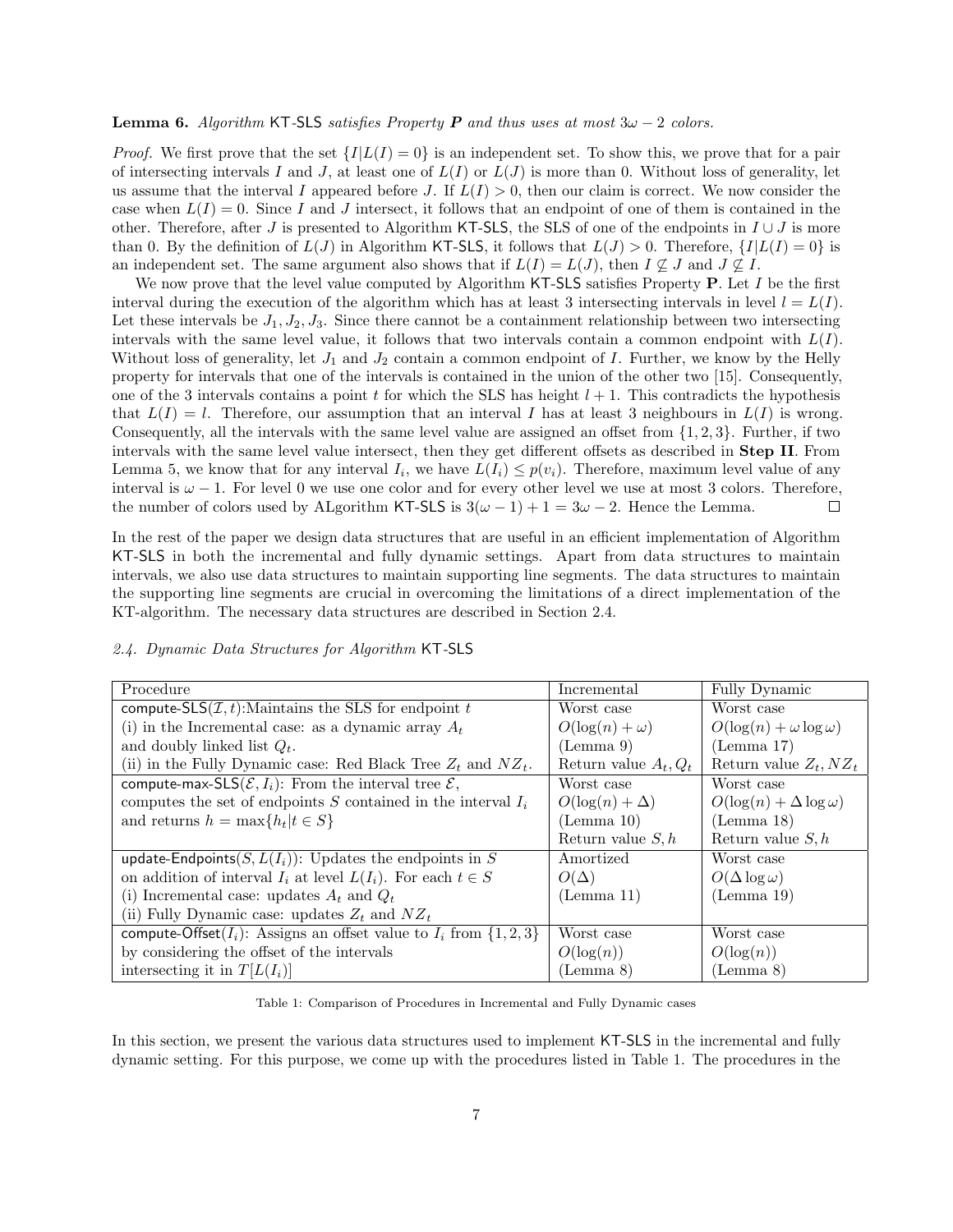**Lemma 6.** *Algorithm* KT-SLS *satisfies Property* ***P*** *and thus uses at most* $3\omega - 2$ *colors.*

*Proof.* We first prove that the set $\{I|L(I) = 0\}$ is an independent set. To show this, we prove that for a pair of intersecting intervals $I$ and $J$, at least one of $L(I)$ or $L(J)$ is more than 0. Without loss of generality, let us assume that the interval $I$ appeared before $J$. If $L(I) > 0$, then our claim is correct. We now consider the case when $L(I) = 0$. Since $I$ and $J$ intersect, it follows that an endpoint of one of them is contained in the other. Therefore, after $J$ is presented to Algorithm KT-SLS, the SLS of one of the endpoints in $I \cup J$ is more than 0. By the definition of $L(J)$ in Algorithm KT-SLS, it follows that $L(J) > 0$. Therefore, $\{I|L(I) = 0\}$ is an independent set. The same argument also shows that if $L(I) = L(J)$, then $I \not\subseteq J$ and $J \not\subseteq I$.

We now prove that the level value computed by Algorithm KT-SLS satisfies Property **P**. Let $I$ be the first interval during the execution of the algorithm which has at least 3 intersecting intervals in level $l = L(I)$. Let these intervals be $J_1, J_2, J_3$. Since there cannot be a containment relationship between two intersecting intervals with the same level value, it follows that two intervals contain a common endpoint with $L(I)$. Without loss of generality, let $J_1$ and $J_2$ contain a common endpoint of $I$. Further, we know by the Helly property for intervals that one of the intervals is contained in the union of the other two [15]. Consequently, one of the 3 intervals contains a point $t$ for which the SLS has height $l + 1$. This contradicts the hypothesis that $L(I) = l$. Therefore, our assumption that an interval $I$ has at least 3 neighbours in $L(I)$ is wrong. Consequently, all the intervals with the same level value are assigned an offset from $\{1, 2, 3\}$. Further, if two intervals with the same level value intersect, then they get different offsets as described in **Step II**. From Lemma 5, we know that for any interval $I_i$, we have $L(I_i) \leq p(v_i)$. Therefore, maximum level value of any interval is $\omega - 1$. For level 0 we use one color and for every other level we use at most 3 colors. Therefore, the number of colors used by ALgorithm KT-SLS is $3(\omega - 1) + 1 = 3\omega - 2$. Hence the Lemma. ◻

In the rest of the paper we design data structures that are useful in an efficient implementation of Algorithm KT-SLS in both the incremental and fully dynamic settings. Apart from data structures to maintain intervals, we also use data structures to maintain supporting line segments. The data structures to maintain the supporting line segments are crucial in overcoming the limitations of a direct implementation of the KT-algorithm. The necessary data structures are described in Section 2.4.

### *2.4. Dynamic Data Structures for Algorithm* KT-SLS

| Procedure | Incremental | Fully Dynamic |
|---|---|---|
| compute-SLS($\mathcal{I}, t$):Maintains the SLS for endpoint $t$ (i) in the Incremental case: as a dynamic array $A_t$ and doubly linked list $Q_t$. (ii) in the Fully Dynamic case: Red Black Tree $Z_t$ and $NZ_t$. | Worst case $O(\log(n) + \omega)$ (Lemma 9) Return value $A_t, Q_t$ | Worst case $O(\log(n) + \omega \log \omega)$ (Lemma 17) Return value $Z_t, NZ_t$ |
| compute-max-SLS($\mathcal{E}, I_i$): From the interval tree $\mathcal{E}$, computes the set of endpoints $S$ contained in the interval $I_i$ and returns $h = \max\{h_t \| t \in S\}$ | Worst case $O(\log(n) + \Delta)$ (Lemma 10) Return value $S, h$ | Worst case $O(\log(n) + \Delta \log \omega)$ (Lemma 18) Return value $S, h$ |
| update-Endpoints($S, L(I_i)$): Updates the endpoints in $S$ on addition of interval $I_i$ at level $L(I_i)$. For each $t \in S$ (i) Incremental case: updates $A_t$ and $Q_t$ (ii) Fully Dynamic case: updates $Z_t$ and $NZ_t$ | Amortized $O(\Delta)$ (Lemma 11) | Worst case $O(\Delta \log \omega)$ (Lemma 19) |
| compute-Offset($I_i$): Assigns an offset value to $I_i$ from $\{1, 2, 3\}$ by considering the offset of the intervals intersecting it in $T[L(I_i)]$ | Worst case $O(\log(n))$ (Lemma 8) | Worst case $O(\log(n))$ (Lemma 8) |

Table 1: Comparison of Procedures in Incremental and Fully Dynamic cases

In this section, we present the various data structures used to implement KT-SLS in the incremental and fully dynamic setting. For this purpose, we come up with the procedures listed in Table 1. The procedures in the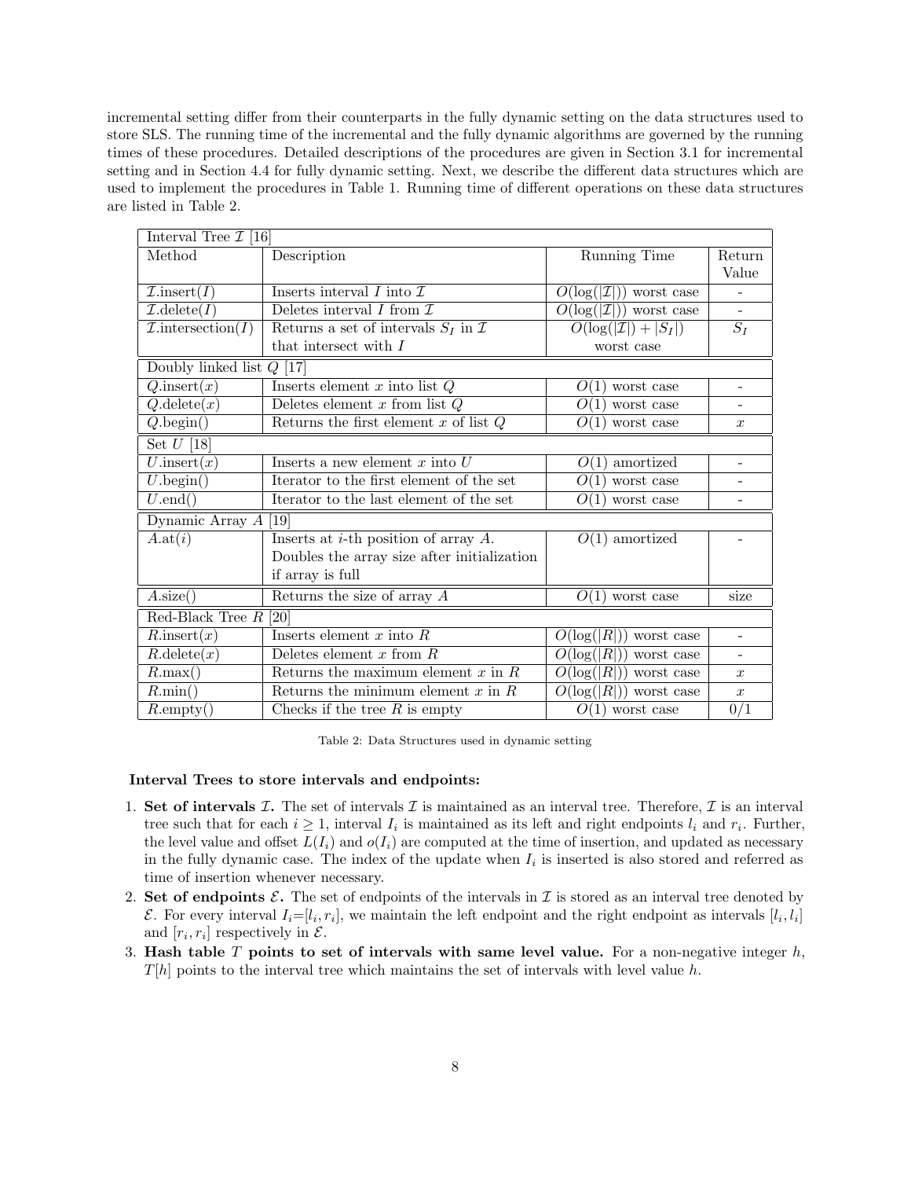incremental setting differ from their counterparts in the fully dynamic setting on the data structures used to store SLS. The running time of the incremental and the fully dynamic algorithms are governed by the running times of these procedures. Detailed descriptions of the procedures are given in Section 3.1 for incremental setting and in Section 4.4 for fully dynamic setting. Next, we describe the different data structures which are used to implement the procedures in Table 1. Running time of different operations on these data structures are listed in Table 2.

| Method | Description | Running Time | Return Value |
|---|---|---|---|
| **Interval Tree $\mathcal{I}$ [16]** | | | |
| $\mathcal{I}$.insert($I$) | Inserts interval $I$ into $\mathcal{I}$ | $O(\log(\lvert\mathcal{I}\rvert))$ worst case | - |
| $\mathcal{I}$.delete($I$) | Deletes interval $I$ from $\mathcal{I}$ | $O(\log(\lvert\mathcal{I}\rvert))$ worst case | - |
| $\mathcal{I}$.intersection($I$) | Returns a set of intervals $S_I$ in $\mathcal{I}$ that intersect with $I$ | $O(\log(\lvert\mathcal{I}\rvert) + \lvert S_I\rvert)$ worst case | $S_I$ |
| **Doubly linked list $Q$ [17]** | | | |
| $Q$.insert($x$) | Inserts element $x$ into list $Q$ | $O(1)$ worst case | - |
| $Q$.delete($x$) | Deletes element $x$ from list $Q$ | $O(1)$ worst case | - |
| $Q$.begin() | Returns the first element $x$ of list $Q$ | $O(1)$ worst case | $x$ |
| **Set $U$ [18]** | | | |
| $U$.insert($x$) | Inserts a new element $x$ into $U$ | $O(1)$ amortized | - |
| $U$.begin() | Iterator to the first element of the set | $O(1)$ worst case | - |
| $U$.end() | Iterator to the last element of the set | $O(1)$ worst case | - |
| **Dynamic Array $A$ [19]** | | | |
| $A$.at($i$) | Inserts at $i$-th position of array $A$. Doubles the array size after initialization if array is full | $O(1)$ amortized | - |
| $A$.size() | Returns the size of array $A$ | $O(1)$ worst case | size |
| **Red-Black Tree $R$ [20]** | | | |
| $R$.insert($x$) | Inserts element $x$ into $R$ | $O(\log(\lvert R\rvert))$ worst case | - |
| $R$.delete($x$) | Deletes element $x$ from $R$ | $O(\log(\lvert R\rvert))$ worst case | - |
| $R$.max() | Returns the maximum element $x$ in $R$ | $O(\log(\lvert R\rvert))$ worst case | $x$ |
| $R$.min() | Returns the minimum element $x$ in $R$ | $O(\log(\lvert R\rvert))$ worst case | $x$ |
| $R$.empty() | Checks if the tree $R$ is empty | $O(1)$ worst case | 0/1 |

Table 2: Data Structures used in dynamic setting

**Interval Trees to store intervals and endpoints:**

1. **Set of intervals $\mathcal{I}$.** The set of intervals $\mathcal{I}$ is maintained as an interval tree. Therefore, $\mathcal{I}$ is an interval tree such that for each $i \geq 1$, interval $I_i$ is maintained as its left and right endpoints $l_i$ and $r_i$. Further, the level value and offset $L(I_i)$ and $o(I_i)$ are computed at the time of insertion, and updated as necessary in the fully dynamic case. The index of the update when $I_i$ is inserted is also stored and referred as time of insertion whenever necessary.
2. **Set of endpoints $\mathcal{E}$.** The set of endpoints of the intervals in $\mathcal{I}$ is stored as an interval tree denoted by $\mathcal{E}$. For every interval $I_i$=$[l_i, r_i]$, we maintain the left endpoint and the right endpoint as intervals $[l_i, l_i]$ and $[r_i, r_i]$ respectively in $\mathcal{E}$.
3. **Hash table $T$ points to set of intervals with same level value.** For a non-negative integer $h$, $T[h]$ points to the interval tree which maintains the set of intervals with level value $h$.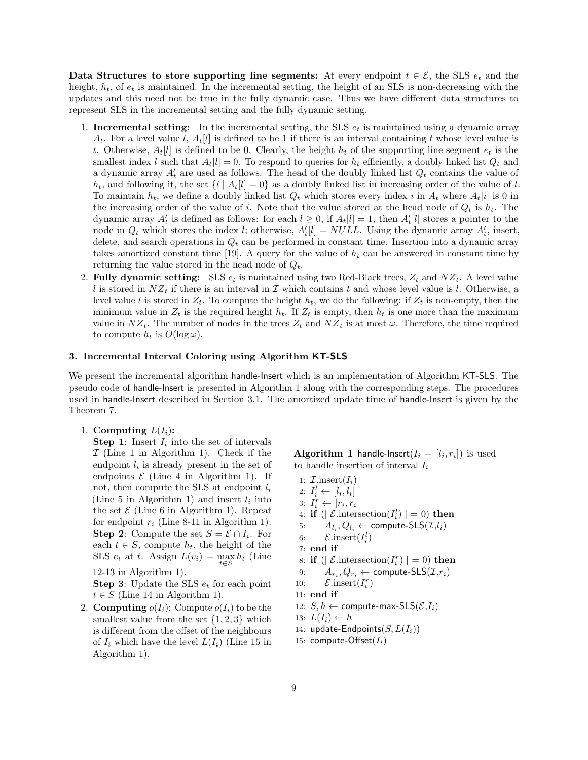**Data Structures to store supporting line segments:** At every endpoint $t \in \mathcal{E}$, the SLS $e_t$ and the height, $h_t$, of $e_t$ is maintained. In the incremental setting, the height of an SLS is non-decreasing with the updates and this need not be true in the fully dynamic case. Thus we have different data structures to represent SLS in the incremental setting and the fully dynamic setting.

1. **Incremental setting:** In the incremental setting, the SLS $e_t$ is maintained using a dynamic array $A_t$. For a level value $l$, $A_t[l]$ is defined to be 1 if there is an interval containing $t$ whose level value is $t$. Otherwise, $A_t[l]$ is defined to be 0. Clearly, the height $h_t$ of the supporting line segment $e_t$ is the smallest index $l$ such that $A_t[l] = 0$. To respond to queries for $h_t$ efficiently, a doubly linked list $Q_t$ and a dynamic array $A'_t$ are used as follows. The head of the doubly linked list $Q_t$ contains the value of $h_t$, and following it, the set $\{l \mid A_t[l] = 0\}$ as a doubly linked list in increasing order of the value of $l$. To maintain $h_t$, we define a doubly linked list $Q_t$ which stores every index $i$ in $A_t$ where $A_t[i]$ is 0 in the increasing order of the value of $i$. Note that the value stored at the head node of $Q_t$ is $h_t$. The dynamic array $A'_t$ is defined as follows: for each $l \geq 0$, if $A_t[l] = 1$, then $A'_t[l]$ stores a pointer to the node in $Q_t$ which stores the index $l$; otherwise, $A'_t[l] = NULL$. Using the dynamic array $A'_t$, insert, delete, and search operations in $Q_t$ can be performed in constant time. Insertion into a dynamic array takes amortized constant time [19]. A query for the value of $h_t$ can be answered in constant time by returning the value stored in the head node of $Q_t$.
2. **Fully dynamic setting:** SLS $e_t$ is maintained using two Red-Black trees, $Z_t$ and $NZ_t$. A level value $l$ is stored in $NZ_t$ if there is an interval in $\mathcal{I}$ which contains $t$ and whose level value is $l$. Otherwise, a level value $l$ is stored in $Z_t$. To compute the height $h_t$, we do the following: if $Z_t$ is non-empty, then the minimum value in $Z_t$ is the required height $h_t$. If $Z_t$ is empty, then $h_t$ is one more than the maximum value in $NZ_t$. The number of nodes in the trees $Z_t$ and $NZ_t$ is at most $\omega$. Therefore, the time required to compute $h_t$ is $O(\log \omega)$.

## 3. Incremental Interval Coloring using Algorithm KT-SLS

We present the incremental algorithm handle-Insert which is an implementation of Algorithm KT-SLS. The pseudo code of handle-Insert is presented in Algorithm 1 along with the corresponding steps. The procedures used in handle-Insert described in Section 3.1. The amortized update time of handle-Insert is given by the Theorem 7.

1. **Computing $L(I_i)$:**
   **Step 1**: Insert $I_i$ into the set of intervals $\mathcal{I}$ (Line 1 in Algorithm 1). Check if the endpoint $l_i$ is already present in the set of endpoints $\mathcal{E}$ (Line 4 in Algorithm 1). If not, then compute the SLS at endpoint $l_i$ (Line 5 in Algorithm 1) and insert $l_i$ into the set $\mathcal{E}$ (Line 6 in Algorithm 1). Repeat for endpoint $r_i$ (Line 8-11 in Algorithm 1).
   **Step 2**: Compute the set $S = \mathcal{E} \cap I_i$. For each $t \in S$, compute $h_t$, the height of the SLS $e_t$ at $t$. Assign $L(v_i) = \max_{t \in S} h_t$ (Line 12-13 in Algorithm 1).
   **Step 3**: Update the SLS $e_t$ for each point $t \in S$ (Line 14 in Algorithm 1).
2. **Computing $o(I_i)$:** Compute $o(I_i)$ to be the smallest value from the set $\{1, 2, 3\}$ which is different from the offset of the neighbours of $I_i$ which have the level $L(I_i)$ (Line 15 in Algorithm 1).

**Algorithm 1** handle-Insert($I_i = [l_i, r_i]$) is used to handle insertion of interval $I_i$

```
1:  I.insert(I_i)
2:  I_i^l ← [l_i, l_i]
3:  I_i^r ← [r_i, r_i]
4:  if (| E.intersection(I_i^l) | = 0) then
5:      A_{l_i}, Q_{l_i} ← compute-SLS(I, l_i)
6:      E.insert(I_i^l)
7:  end if
8:  if (| E.intersection(I_i^r) | = 0) then
9:      A_{r_i}, Q_{r_i} ← compute-SLS(I, r_i)
10:     E.insert(I_i^r)
11: end if
12: S, h ← compute-max-SLS(E, I_i)
13: L(I_i) ← h
14: update-Endpoints(S, L(I_i))
15: compute-Offset(I_i)
```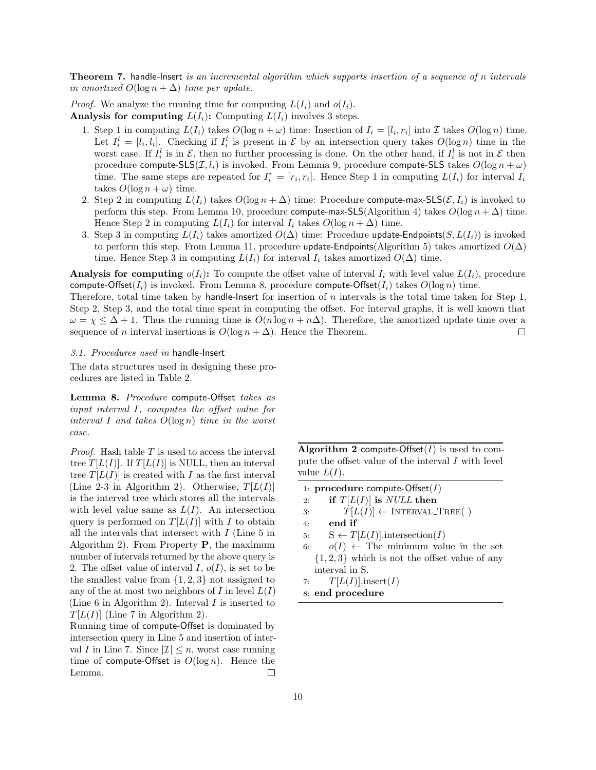**Theorem 7.** handle-Insert *is an incremental algorithm which supports insertion of a sequence of $n$ intervals in amortized $O(\log n + \Delta)$ time per update.*

*Proof.* We analyze the running time for computing $L(I_i)$ and $o(I_i)$.

**Analysis for computing $L(I_i)$:** Computing $L(I_i)$ involves 3 steps.

1. Step 1 in computing $L(I_i)$ takes $O(\log n + \omega)$ time: Insertion of $I_i = [l_i, r_i]$ into $\mathcal{I}$ takes $O(\log n)$ time. Let $I_i^l = [l_i, l_i]$. Checking if $I_i^l$ is present in $\mathcal{E}$ by an intersection query takes $O(\log n)$ time in the worst case. If $I_i^l$ is in $\mathcal{E}$, then no further processing is done. On the other hand, if $I_i^l$ is not in $\mathcal{E}$ then procedure compute-SLS$(\mathcal{I}, l_i)$ is invoked. From Lemma 9, procedure compute-SLS takes $O(\log n + \omega)$ time. The same steps are repeated for $I_i^r = [r_i, r_i]$. Hence Step 1 in computing $L(I_i)$ for interval $I_i$ takes $O(\log n + \omega)$ time.
2. Step 2 in computing $L(I_i)$ takes $O(\log n + \Delta)$ time: Procedure compute-max-SLS$(\mathcal{E}, I_i)$ is invoked to perform this step. From Lemma 10, procedure compute-max-SLS(Algorithm 4) takes $O(\log n + \Delta)$ time. Hence Step 2 in computing $L(I_i)$ for interval $I_i$ takes $O(\log n + \Delta)$ time.
3. Step 3 in computing $L(I_i)$ takes amortized $O(\Delta)$ time: Procedure update-Endpoints$(S, L(I_i))$ is invoked to perform this step. From Lemma 11, procedure update-Endpoints(Algorithm 5) takes amortized $O(\Delta)$ time. Hence Step 3 in computing $L(I_i)$ for interval $I_i$ takes amortized $O(\Delta)$ time.

**Analysis for computing $o(I_i)$:** To compute the offset value of interval $I_i$ with level value $L(I_i)$, procedure compute-Offset$(I_i)$ is invoked. From Lemma 8, procedure compute-Offset$(I_i)$ takes $O(\log n)$ time.

Therefore, total time taken by handle-Insert for insertion of $n$ intervals is the total time taken for Step 1, Step 2, Step 3, and the total time spent in computing the offset. For interval graphs, it is well known that $\omega = \chi \leq \Delta + 1$. Thus the running time is $O(n \log n + n\Delta)$. Therefore, the amortized update time over a sequence of $n$ interval insertions is $O(\log n + \Delta)$. Hence the Theorem. ◻

### 3.1. Procedures used in handle-Insert

The data structures used in designing these procedures are listed in Table 2.

**Lemma 8.** *Procedure* compute-Offset *takes as input interval $I$, computes the offset value for interval $I$ and takes $O(\log n)$ time in the worst case.*

*Proof.* Hash table $T$ is used to access the interval tree $T[L(I)]$. If $T[L(I)]$ is NULL, then an interval tree $T[L(I)]$ is created with $I$ as the first interval (Line 2-3 in Algorithm 2). Otherwise, $T[L(I)]$ is the interval tree which stores all the intervals with level value same as $L(I)$. An intersection query is performed on $T[L(I)]$ with $I$ to obtain all the intervals that intersect with $I$ (Line 5 in Algorithm 2). From Property **P**, the maximum number of intervals returned by the above query is 2. The offset value of interval $I$, $o(I)$, is set to be the smallest value from $\{1, 2, 3\}$ not assigned to any of the at most two neighbors of $I$ in level $L(I)$ (Line 6 in Algorithm 2). Interval $I$ is inserted to $T[L(I)]$ (Line 7 in Algorithm 2).

Running time of compute-Offset is dominated by intersection query in Line 5 and insertion of interval $I$ in Line 7. Since $|\mathcal{I}| \leq n$, worst case running time of compute-Offset is $O(\log n)$. Hence the Lemma. ◻

**Algorithm 2** compute-Offset$(I)$ is used to compute the offset value of the interval $I$ with level value $L(I)$.

```
1: procedure compute-Offset(I)
2:     if T[L(I)] is NULL then
3:         T[L(I)] ← INTERVAL_TREE( )
4:     end if
5:     S ← T[L(I)].intersection(I)
6:     o(I) ← The minimum value in the set {1, 2, 3} which is not the offset value of any interval in S.
7:     T[L(I)].insert(I)
8: end procedure
```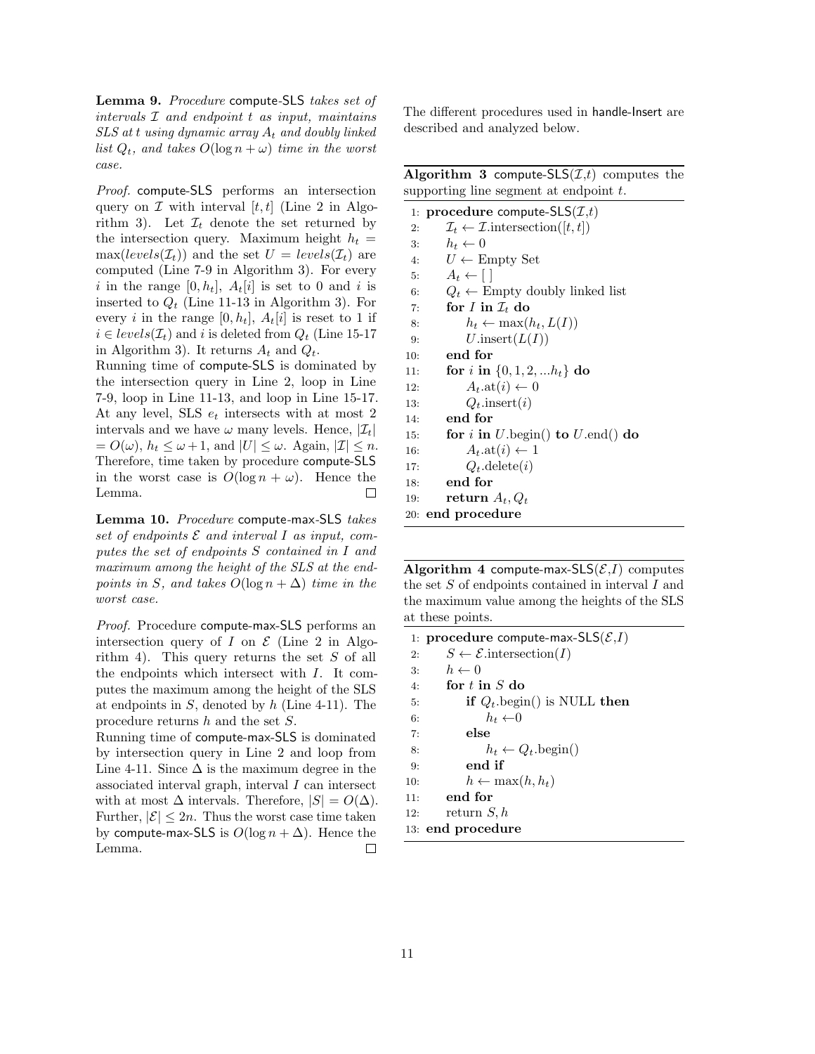**Lemma 9.** *Procedure* compute-SLS *takes set of intervals $\mathcal{I}$ and endpoint $t$ as input, maintains SLS at $t$ using dynamic array $A_t$ and doubly linked list $Q_t$, and takes $O(\log n + \omega)$ time in the worst case.*

*Proof.* compute-SLS performs an intersection query on $\mathcal{I}$ with interval $[t, t]$ (Line 2 in Algorithm 3). Let $\mathcal{I}_t$ denote the set returned by the intersection query. Maximum height $h_t = \max(levels(\mathcal{I}_t))$ and the set $U = levels(\mathcal{I}_t)$ are computed (Line 7-9 in Algorithm 3). For every $i$ in the range $[0, h_t]$, $A_t[i]$ is set to 0 and $i$ is inserted to $Q_t$ (Line 11-13 in Algorithm 3). For every $i$ in the range $[0, h_t]$, $A_t[i]$ is reset to 1 if $i \in levels(\mathcal{I}_t)$ and $i$ is deleted from $Q_t$ (Line 15-17 in Algorithm 3). It returns $A_t$ and $Q_t$.
Running time of compute-SLS is dominated by the intersection query in Line 2, loop in Line 7-9, loop in Line 11-13, and loop in Line 15-17. At any level, SLS $e_t$ intersects with at most 2 intervals and we have $\omega$ many levels. Hence, $|\mathcal{I}_t| = O(\omega)$, $h_t \leq \omega + 1$, and $|U| \leq \omega$. Again, $|\mathcal{I}| \leq n$. Therefore, time taken by procedure compute-SLS in the worst case is $O(\log n + \omega)$. Hence the Lemma. □

**Lemma 10.** *Procedure* compute-max-SLS *takes set of endpoints $\mathcal{E}$ and interval $I$ as input, computes the set of endpoints $S$ contained in $I$ and maximum among the height of the SLS at the endpoints in $S$, and takes $O(\log n + \Delta)$ time in the worst case.*

*Proof.* Procedure compute-max-SLS performs an intersection query of $I$ on $\mathcal{E}$ (Line 2 in Algorithm 4). This query returns the set $S$ of all the endpoints which intersect with $I$. It computes the maximum among the height of the SLS at endpoints in $S$, denoted by $h$ (Line 4-11). The procedure returns $h$ and the set $S$.
Running time of compute-max-SLS is dominated by intersection query in Line 2 and loop from Line 4-11. Since $\Delta$ is the maximum degree in the associated interval graph, interval $I$ can intersect with at most $\Delta$ intervals. Therefore, $|S| = O(\Delta)$. Further, $|\mathcal{E}| \leq 2n$. Thus the worst case time taken by compute-max-SLS is $O(\log n + \Delta)$. Hence the Lemma. □

The different procedures used in handle-Insert are described and analyzed below.

**Algorithm 3** compute-SLS($\mathcal{I}$,$t$) computes the supporting line segment at endpoint $t$.

```
1: procedure compute-SLS(I,t)
2:     I_t ← I.intersection([t, t])
3:     h_t ← 0
4:     U ← Empty Set
5:     A_t ← [ ]
6:     Q_t ← Empty doubly linked list
7:     for I in I_t do
8:         h_t ← max(h_t, L(I))
9:         U.insert(L(I))
10:    end for
11:    for i in {0, 1, 2, ...h_t} do
12:        A_t.at(i) ← 0
13:        Q_t.insert(i)
14:    end for
15:    for i in U.begin() to U.end() do
16:        A_t.at(i) ← 1
17:        Q_t.delete(i)
18:    end for
19:    return A_t, Q_t
20: end procedure
```

**Algorithm 4** compute-max-SLS($\mathcal{E}$,$I$) computes the set $S$ of endpoints contained in interval $I$ and the maximum value among the heights of the SLS at these points.

```
1: procedure compute-max-SLS(E,I)
2:     S ← E.intersection(I)
3:     h ← 0
4:     for t in S do
5:         if Q_t.begin() is NULL then
6:             h_t ← 0
7:         else
8:             h_t ← Q_t.begin()
9:         end if
10:        h ← max(h, h_t)
11:    end for
12:    return S, h
13: end procedure
```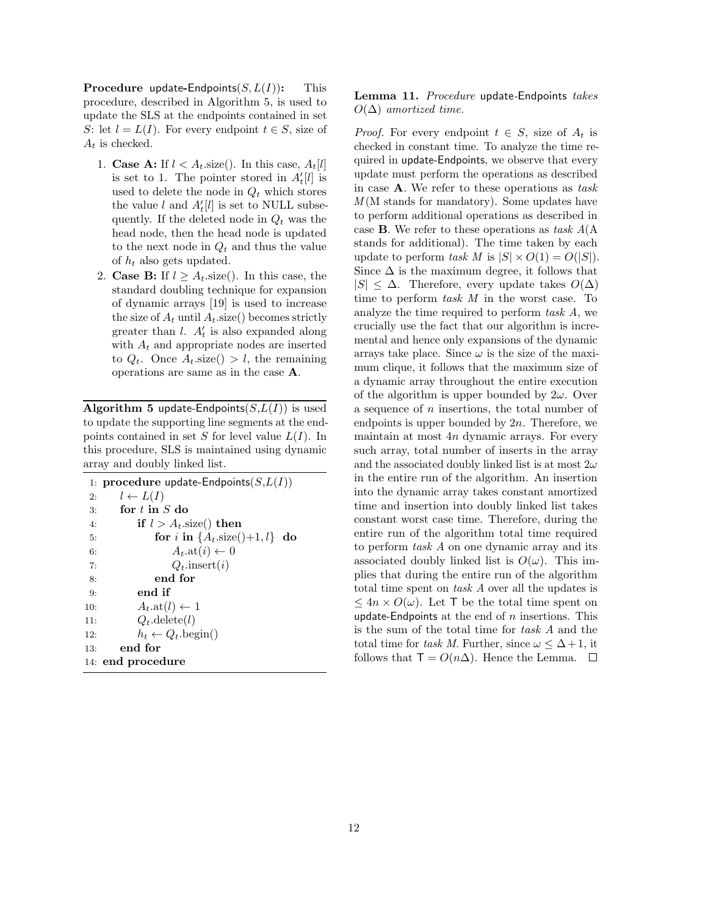**Procedure** update-Endpoints($S, L(I)$)**:** This procedure, described in Algorithm 5, is used to update the SLS at the endpoints contained in set $S$: let $l = L(I)$. For every endpoint $t \in S$, size of $A_t$ is checked.

1. **Case A:** If $l < A_t$.size(). In this case, $A_t[l]$ is set to 1. The pointer stored in $A'_t[l]$ is used to delete the node in $Q_t$ which stores the value $l$ and $A'_t[l]$ is set to NULL subsequently. If the deleted node in $Q_t$ was the head node, then the head node is updated to the next node in $Q_t$ and thus the value of $h_t$ also gets updated.
2. **Case B:** If $l \geq A_t$.size(). In this case, the standard doubling technique for expansion of dynamic arrays [19] is used to increase the size of $A_t$ until $A_t$.size() becomes strictly greater than $l$. $A'_t$ is also expanded along with $A_t$ and appropriate nodes are inserted to $Q_t$. Once $A_t$.size() $> l$, the remaining operations are same as in the case **A**.

**Algorithm 5** update-Endpoints($S$,$L(I)$) is used to update the supporting line segments at the endpoints contained in set $S$ for level value $L(I)$. In this procedure, SLS is maintained using dynamic array and doubly linked list.

```
1: procedure update-Endpoints(S,L(I))
2:     l ← L(I)
3:     for t in S do
4:         if l > A_t.size() then
5:             for i in {A_t.size()+1, l} do
6:                 A_t.at(i) ← 0
7:                 Q_t.insert(i)
8:             end for
9:         end if
10:        A_t.at(l) ← 1
11:        Q_t.delete(l)
12:        h_t ← Q_t.begin()
13:    end for
14: end procedure
```

**Lemma 11.** *Procedure* update-Endpoints *takes* $O(\Delta)$ *amortized time.*

*Proof.* For every endpoint $t \in S$, size of $A_t$ is checked in constant time. To analyze the time required in update-Endpoints, we observe that every update must perform the operations as described in case **A**. We refer to these operations as *task M*(M stands for mandatory). Some updates have to perform additional operations as described in case **B**. We refer to these operations as *task A*(A stands for additional). The time taken by each update to perform *task M* is $|S| \times O(1) = O(|S|)$. Since $\Delta$ is the maximum degree, it follows that $|S| \leq \Delta$. Therefore, every update takes $O(\Delta)$ time to perform *task M* in the worst case. To analyze the time required to perform *task A*, we crucially use the fact that our algorithm is incremental and hence only expansions of the dynamic arrays take place. Since $\omega$ is the size of the maximum clique, it follows that the maximum size of a dynamic array throughout the entire execution of the algorithm is upper bounded by $2\omega$. Over a sequence of $n$ insertions, the total number of endpoints is upper bounded by $2n$. Therefore, we maintain at most $4n$ dynamic arrays. For every such array, total number of inserts in the array and the associated doubly linked list is at most $2\omega$ in the entire run of the algorithm. An insertion into the dynamic array takes constant amortized time and insertion into doubly linked list takes constant worst case time. Therefore, during the entire run of the algorithm total time required to perform *task A* on one dynamic array and its associated doubly linked list is $O(\omega)$. This implies that during the entire run of the algorithm total time spent on *task A* over all the updates is $\leq 4n \times O(\omega)$. Let $\mathsf{T}$ be the total time spent on update-Endpoints at the end of $n$ insertions. This is the sum of the total time for *task A* and the total time for *task M*. Further, since $\omega \leq \Delta + 1$, it follows that $\mathsf{T} = O(n\Delta)$. Hence the Lemma. $\square$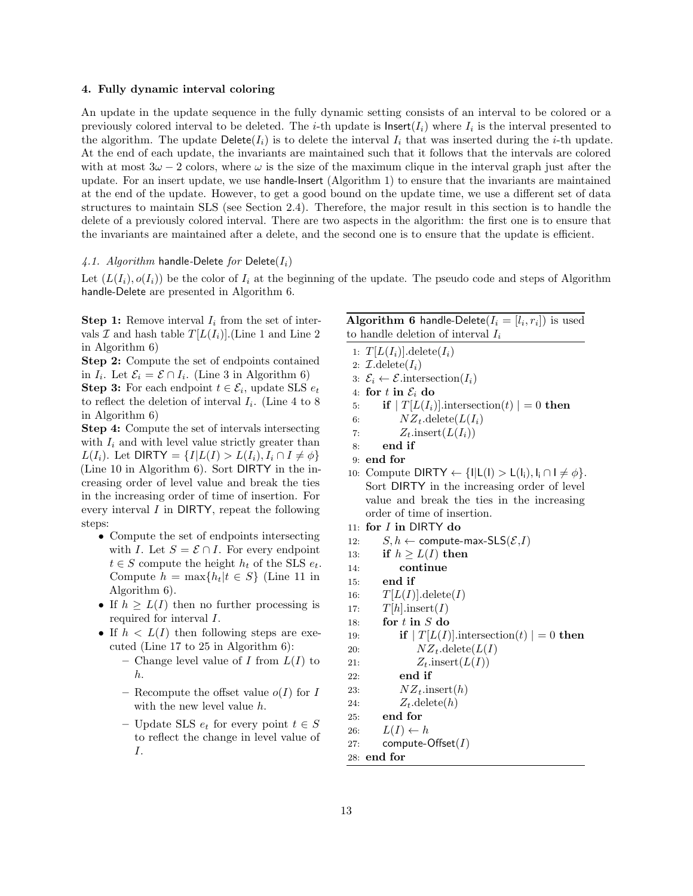## 4. Fully dynamic interval coloring

An update in the update sequence in the fully dynamic setting consists of an interval to be colored or a previously colored interval to be deleted. The $i$-th update is $\mathsf{Insert}(I_i)$ where $I_i$ is the interval presented to the algorithm. The update $\mathsf{Delete}(I_i)$ is to delete the interval $I_i$ that was inserted during the $i$-th update. At the end of each update, the invariants are maintained such that it follows that the intervals are colored with at most $3\omega - 2$ colors, where $\omega$ is the size of the maximum clique in the interval graph just after the update. For an insert update, we use handle-Insert (Algorithm 1) to ensure that the invariants are maintained at the end of the update. However, to get a good bound on the update time, we use a different set of data structures to maintain SLS (see Section 2.4). Therefore, the major result in this section is to handle the delete of a previously colored interval. There are two aspects in the algorithm: the first one is to ensure that the invariants are maintained after a delete, and the second one is to ensure that the update is efficient.

### *4.1. Algorithm* handle-Delete *for* $\mathsf{Delete}(I_i)$

Let $(L(I_i), o(I_i))$ be the color of $I_i$ at the beginning of the update. The pseudo code and steps of Algorithm handle-Delete are presented in Algorithm 6.

**Step 1:** Remove interval $I_i$ from the set of intervals $\mathcal{I}$ and hash table $T[L(I_i)]$.(Line 1 and Line 2 in Algorithm 6)

**Step 2:** Compute the set of endpoints contained in $I_i$. Let $\mathcal{E}_i = \mathcal{E} \cap I_i$. (Line 3 in Algorithm 6)

**Step 3:** For each endpoint $t \in \mathcal{E}_i$, update SLS $e_t$ to reflect the deletion of interval $I_i$. (Line 4 to 8 in Algorithm 6)

**Step 4:** Compute the set of intervals intersecting with $I_i$ and with level value strictly greater than $L(I_i)$. Let $\mathsf{DIRTY} = \{I | L(I) > L(I_i), I_i \cap I \neq \phi\}$ (Line 10 in Algorithm 6). Sort DIRTY in the increasing order of level value and break the ties in the increasing order of time of insertion. For every interval $I$ in DIRTY, repeat the following steps:

- Compute the set of endpoints intersecting with $I$. Let $S = \mathcal{E} \cap I$. For every endpoint $t \in S$ compute the height $h_t$ of the SLS $e_t$. Compute $h = \max\{h_t | t \in S\}$ (Line 11 in Algorithm 6).
- If $h \geq L(I)$ then no further processing is required for interval $I$.
- If $h < L(I)$ then following steps are executed (Line 17 to 25 in Algorithm 6):
  - Change level value of $I$ from $L(I)$ to $h$.
  - Recompute the offset value $o(I)$ for $I$ with the new level value $h$.
  - Update SLS $e_t$ for every point $t \in S$ to reflect the change in level value of $I$.

**Algorithm 6** handle-Delete($I_i = [l_i, r_i]$) is used to handle deletion of interval $I_i$

```
1:  T[L(I_i)].delete(I_i)
2:  I.delete(I_i)
3:  E_i ← E.intersection(I_i)
4:  for t in E_i do
5:      if | T[L(I_i)].intersection(t) | = 0 then
6:          NZ_t.delete(L(I_i)
7:          Z_t.insert(L(I_i))
8:      end if
9:  end for
10: Compute DIRTY ← {I|L(I) > L(I_i), I_i ∩ I ≠ φ}.
    Sort DIRTY in the increasing order of level
    value and break the ties in the increasing
    order of time of insertion.
11: for I in DIRTY do
12:     S, h ← compute-max-SLS(E, I)
13:     if h ≥ L(I) then
14:         continue
15:     end if
16:     T[L(I)].delete(I)
17:     T[h].insert(I)
18:     for t in S do
19:         if | T[L(I)].intersection(t) | = 0 then
20:             NZ_t.delete(L(I)
21:             Z_t.insert(L(I))
22:         end if
23:         NZ_t.insert(h)
24:         Z_t.delete(h)
25:     end for
26:     L(I) ← h
27:     compute-Offset(I)
28: end for
```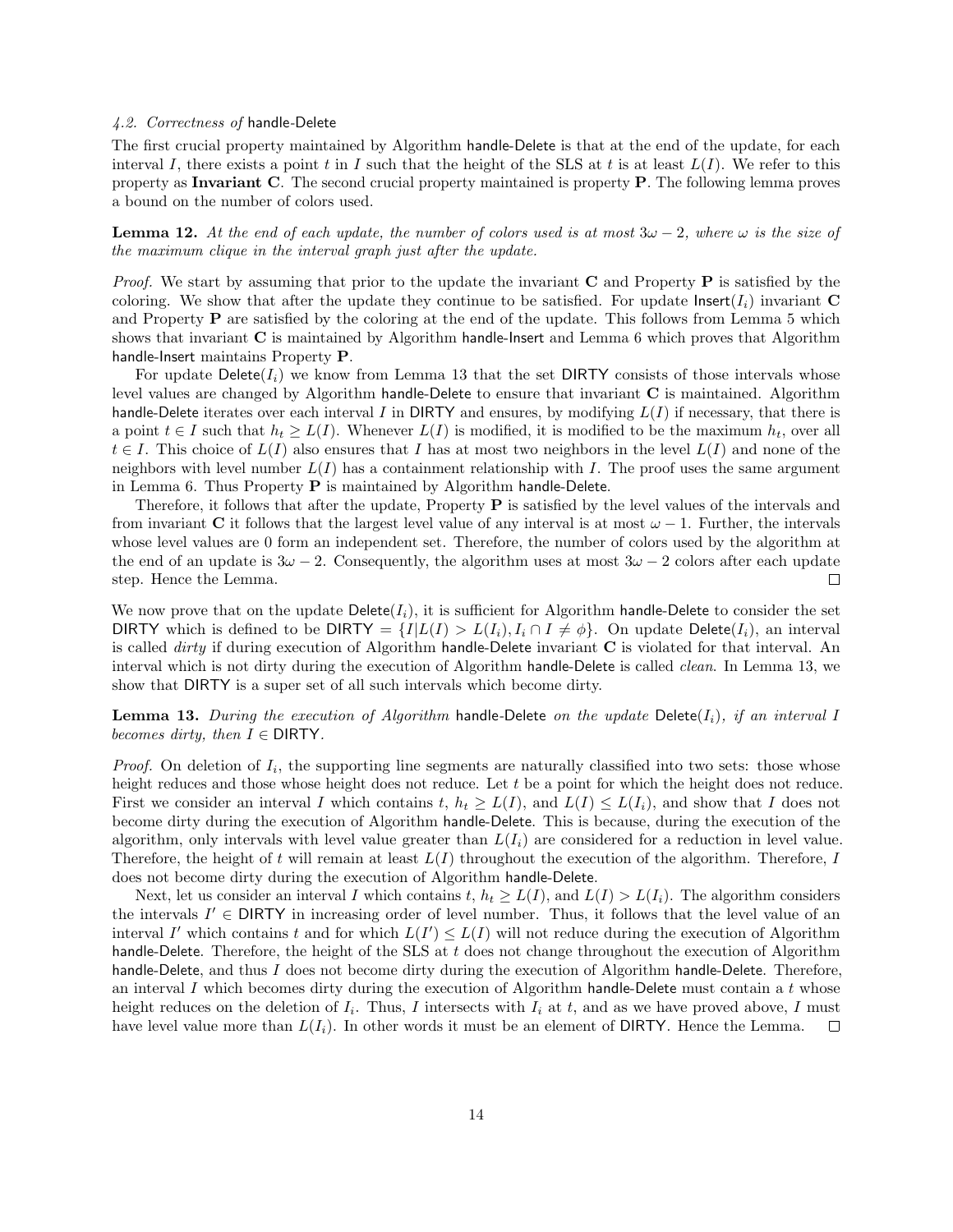### 4.2. Correctness of handle-Delete

The first crucial property maintained by Algorithm handle-Delete is that at the end of the update, for each interval $I$, there exists a point $t$ in $I$ such that the height of the SLS at $t$ is at least $L(I)$. We refer to this property as **Invariant C**. The second crucial property maintained is property **P**. The following lemma proves a bound on the number of colors used.

**Lemma 12.** *At the end of each update, the number of colors used is at most $3\omega - 2$, where $\omega$ is the size of the maximum clique in the interval graph just after the update.*

*Proof.* We start by assuming that prior to the update the invariant **C** and Property **P** is satisfied by the coloring. We show that after the update they continue to be satisfied. For update Insert($I_i$) invariant **C** and Property **P** are satisfied by the coloring at the end of the update. This follows from Lemma 5 which shows that invariant **C** is maintained by Algorithm handle-Insert and Lemma 6 which proves that Algorithm handle-Insert maintains Property **P**.

For update Delete($I_i$) we know from Lemma 13 that the set DIRTY consists of those intervals whose level values are changed by Algorithm handle-Delete to ensure that invariant **C** is maintained. Algorithm handle-Delete iterates over each interval $I$ in DIRTY and ensures, by modifying $L(I)$ if necessary, that there is a point $t \in I$ such that $h_t \geq L(I)$. Whenever $L(I)$ is modified, it is modified to be the maximum $h_t$, over all $t \in I$. This choice of $L(I)$ also ensures that $I$ has at most two neighbors in the level $L(I)$ and none of the neighbors with level number $L(I)$ has a containment relationship with $I$. The proof uses the same argument in Lemma 6. Thus Property **P** is maintained by Algorithm handle-Delete.

Therefore, it follows that after the update, Property **P** is satisfied by the level values of the intervals and from invariant **C** it follows that the largest level value of any interval is at most $\omega - 1$. Further, the intervals whose level values are 0 form an independent set. Therefore, the number of colors used by the algorithm at the end of an update is $3\omega - 2$. Consequently, the algorithm uses at most $3\omega - 2$ colors after each update step. Hence the Lemma. ◻

We now prove that on the update Delete($I_i$), it is sufficient for Algorithm handle-Delete to consider the set DIRTY which is defined to be DIRTY $= \{I | L(I) > L(I_i), I_i \cap I \neq \phi\}$. On update Delete($I_i$), an interval is called *dirty* if during execution of Algorithm handle-Delete invariant **C** is violated for that interval. An interval which is not dirty during the execution of Algorithm handle-Delete is called *clean*. In Lemma 13, we show that DIRTY is a super set of all such intervals which become dirty.

**Lemma 13.** *During the execution of Algorithm handle-Delete on the update Delete($I_i$), if an interval $I$ becomes dirty, then $I \in$ DIRTY.*

*Proof.* On deletion of $I_i$, the supporting line segments are naturally classified into two sets: those whose height reduces and those whose height does not reduce. Let $t$ be a point for which the height does not reduce. First we consider an interval $I$ which contains $t$, $h_t \geq L(I)$, and $L(I) \leq L(I_i)$, and show that $I$ does not become dirty during the execution of Algorithm handle-Delete. This is because, during the execution of the algorithm, only intervals with level value greater than $L(I_i)$ are considered for a reduction in level value. Therefore, the height of $t$ will remain at least $L(I)$ throughout the execution of the algorithm. Therefore, $I$ does not become dirty during the execution of Algorithm handle-Delete.

Next, let us consider an interval $I$ which contains $t$, $h_t \geq L(I)$, and $L(I) > L(I_i)$. The algorithm considers the intervals $I' \in$ DIRTY in increasing order of level number. Thus, it follows that the level value of an interval $I'$ which contains $t$ and for which $L(I') \leq L(I)$ will not reduce during the execution of Algorithm handle-Delete. Therefore, the height of the SLS at $t$ does not change throughout the execution of Algorithm handle-Delete, and thus $I$ does not become dirty during the execution of Algorithm handle-Delete. Therefore, an interval $I$ which becomes dirty during the execution of Algorithm handle-Delete must contain a $t$ whose height reduces on the deletion of $I_i$. Thus, $I$ intersects with $I_i$ at $t$, and as we have proved above, $I$ must have level value more than $L(I_i)$. In other words it must be an element of DIRTY. Hence the Lemma. ◻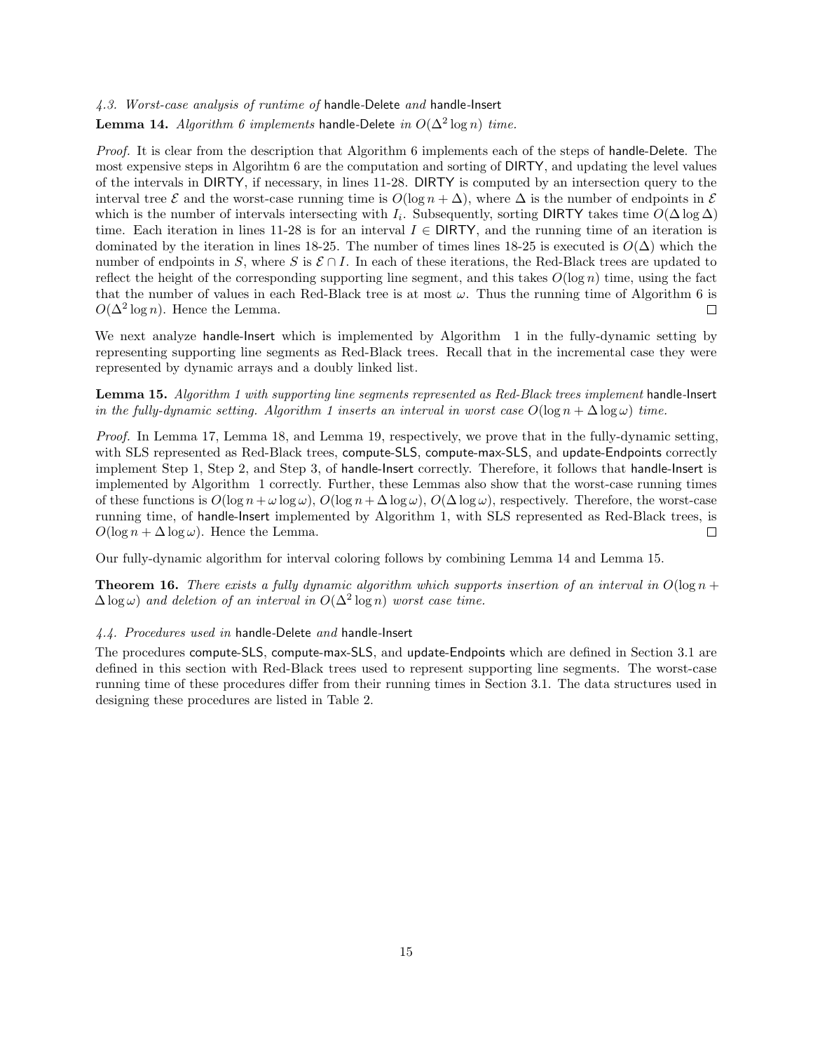### 4.3. Worst-case analysis of runtime of handle-Delete and handle-Insert

**Lemma 14.** *Algorithm 6 implements* handle-Delete *in* $O(\Delta^2 \log n)$ *time.*

*Proof.* It is clear from the description that Algorithm 6 implements each of the steps of handle-Delete. The most expensive steps in Algorihtm 6 are the computation and sorting of DIRTY, and updating the level values of the intervals in DIRTY, if necessary, in lines 11-28. DIRTY is computed by an intersection query to the interval tree $\mathcal{E}$ and the worst-case running time is $O(\log n + \Delta)$, where $\Delta$ is the number of endpoints in $\mathcal{E}$ which is the number of intervals intersecting with $I_i$. Subsequently, sorting DIRTY takes time $O(\Delta \log \Delta)$ time. Each iteration in lines 11-28 is for an interval $I \in$ DIRTY, and the running time of an iteration is dominated by the iteration in lines 18-25. The number of times lines 18-25 is executed is $O(\Delta)$ which the number of endpoints in $S$, where $S$ is $\mathcal{E} \cap I$. In each of these iterations, the Red-Black trees are updated to reflect the height of the corresponding supporting line segment, and this takes $O(\log n)$ time, using the fact that the number of values in each Red-Black tree is at most $\omega$. Thus the running time of Algorithm 6 is $O(\Delta^2 \log n)$. Hence the Lemma. □

We next analyze handle-Insert which is implemented by Algorithm 1 in the fully-dynamic setting by representing supporting line segments as Red-Black trees. Recall that in the incremental case they were represented by dynamic arrays and a doubly linked list.

**Lemma 15.** *Algorithm 1 with supporting line segments represented as Red-Black trees implement* handle-Insert *in the fully-dynamic setting. Algorithm 1 inserts an interval in worst case* $O(\log n + \Delta \log \omega)$ *time.*

*Proof.* In Lemma 17, Lemma 18, and Lemma 19, respectively, we prove that in the fully-dynamic setting, with SLS represented as Red-Black trees, compute-SLS, compute-max-SLS, and update-Endpoints correctly implement Step 1, Step 2, and Step 3, of handle-Insert correctly. Therefore, it follows that handle-Insert is implemented by Algorithm 1 correctly. Further, these Lemmas also show that the worst-case running times of these functions is $O(\log n + \omega \log \omega)$, $O(\log n + \Delta \log \omega)$, $O(\Delta \log \omega)$, respectively. Therefore, the worst-case running time, of handle-Insert implemented by Algorithm 1, with SLS represented as Red-Black trees, is $O(\log n + \Delta \log \omega)$. Hence the Lemma. □

Our fully-dynamic algorithm for interval coloring follows by combining Lemma 14 and Lemma 15.

**Theorem 16.** *There exists a fully dynamic algorithm which supports insertion of an interval in* $O(\log n + \Delta \log \omega)$ *and deletion of an interval in* $O(\Delta^2 \log n)$ *worst case time.*

### 4.4. Procedures used in handle-Delete and handle-Insert

The procedures compute-SLS, compute-max-SLS, and update-Endpoints which are defined in Section 3.1 are defined in this section with Red-Black trees used to represent supporting line segments. The worst-case running time of these procedures differ from their running times in Section 3.1. The data structures used in designing these procedures are listed in Table 2.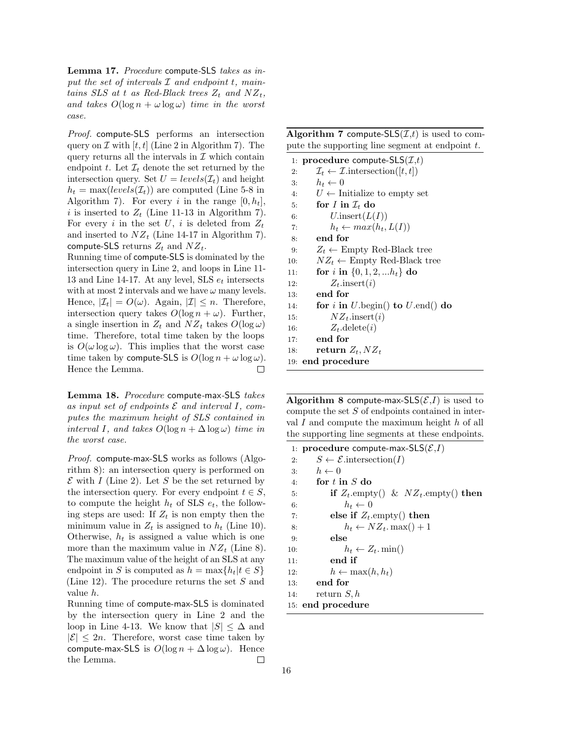**Lemma 17.** *Procedure* compute-SLS *takes as input the set of intervals $\mathcal{I}$ and endpoint $t$, maintains SLS at $t$ as Red-Black trees $Z_t$ and $NZ_t$, and takes $O(\log n + \omega \log \omega)$ time in the worst case.*

*Proof.* compute-SLS performs an intersection query on $\mathcal{I}$ with $[t, t]$ (Line 2 in Algorithm 7). The query returns all the intervals in $\mathcal{I}$ which contain endpoint $t$. Let $\mathcal{I}_t$ denote the set returned by the intersection query. Set $U = levels(\mathcal{I}_t)$ and height $h_t = \max(levels(\mathcal{I}_t))$ are computed (Line 5-8 in Algorithm 7). For every $i$ in the range $[0, h_t]$, $i$ is inserted to $Z_t$ (Line 11-13 in Algorithm 7). For every $i$ in the set $U$, $i$ is deleted from $Z_t$ and inserted to $NZ_t$ (Line 14-17 in Algorithm 7). compute-SLS returns $Z_t$ and $NZ_t$.

Running time of compute-SLS is dominated by the intersection query in Line 2, and loops in Line 11-13 and Line 14-17. At any level, SLS $e_t$ intersects with at most 2 intervals and we have $\omega$ many levels. Hence, $|\mathcal{I}_t| = O(\omega)$. Again, $|\mathcal{I}| \leq n$. Therefore, intersection query takes $O(\log n + \omega)$. Further, a single insertion in $Z_t$ and $NZ_t$ takes $O(\log \omega)$ time. Therefore, total time taken by the loops is $O(\omega \log \omega)$. This implies that the worst case time taken by compute-SLS is $O(\log n + \omega \log \omega)$. Hence the Lemma. ☐

**Algorithm 7** compute-SLS($\mathcal{I}$,$t$) is used to compute the supporting line segment at endpoint $t$.

```
1: procedure compute-SLS(I,t)
2:     I_t ← I.intersection([t, t])
3:     h_t ← 0
4:     U ← Initialize to empty set
5:     for I in I_t do
6:         U.insert(L(I))
7:         h_t ← max(h_t, L(I))
8:     end for
9:     Z_t ← Empty Red-Black tree
10:    NZ_t ← Empty Red-Black tree
11:    for i in {0, 1, 2, ...h_t} do
12:        Z_t.insert(i)
13:    end for
14:    for i in U.begin() to U.end() do
15:        NZ_t.insert(i)
16:        Z_t.delete(i)
17:    end for
18:    return Z_t, NZ_t
19: end procedure
```

**Lemma 18.** *Procedure* compute-max-SLS *takes as input set of endpoints $\mathcal{E}$ and interval $I$, computes the maximum height of SLS contained in interval $I$, and takes $O(\log n + \Delta \log \omega)$ time in the worst case.*

*Proof.* compute-max-SLS works as follows (Algorithm 8): an intersection query is performed on $\mathcal{E}$ with $I$ (Line 2). Let $S$ be the set returned by the intersection query. For every endpoint $t \in S$, to compute the height $h_t$ of SLS $e_t$, the following steps are used: If $Z_t$ is non empty then the minimum value in $Z_t$ is assigned to $h_t$ (Line 10). Otherwise, $h_t$ is assigned a value which is one more than the maximum value in $NZ_t$ (Line 8). The maximum value of the height of an SLS at any endpoint in $S$ is computed as $h = \max\{h_t | t \in S\}$ (Line 12). The procedure returns the set $S$ and value $h$.

Running time of compute-max-SLS is dominated by the intersection query in Line 2 and the loop in Line 4-13. We know that $|S| \leq \Delta$ and $|\mathcal{E}| \leq 2n$. Therefore, worst case time taken by compute-max-SLS is $O(\log n + \Delta \log \omega)$. Hence the Lemma. ☐

**Algorithm 8** compute-max-SLS($\mathcal{E}$,$I$) is used to compute the set $S$ of endpoints contained in interval $I$ and compute the maximum height $h$ of all the supporting line segments at these endpoints.

```
1: procedure compute-max-SLS(E,I)
2:     S ← E.intersection(I)
3:     h ← 0
4:     for t in S do
5:         if Z_t.empty() & NZ_t.empty() then
6:             h_t ← 0
7:         else if Z_t.empty() then
8:             h_t ← NZ_t.max() + 1
9:         else
10:            h_t ← Z_t.min()
11:        end if
12:        h ← max(h, h_t)
13:    end for
14:    return S, h
15: end procedure
```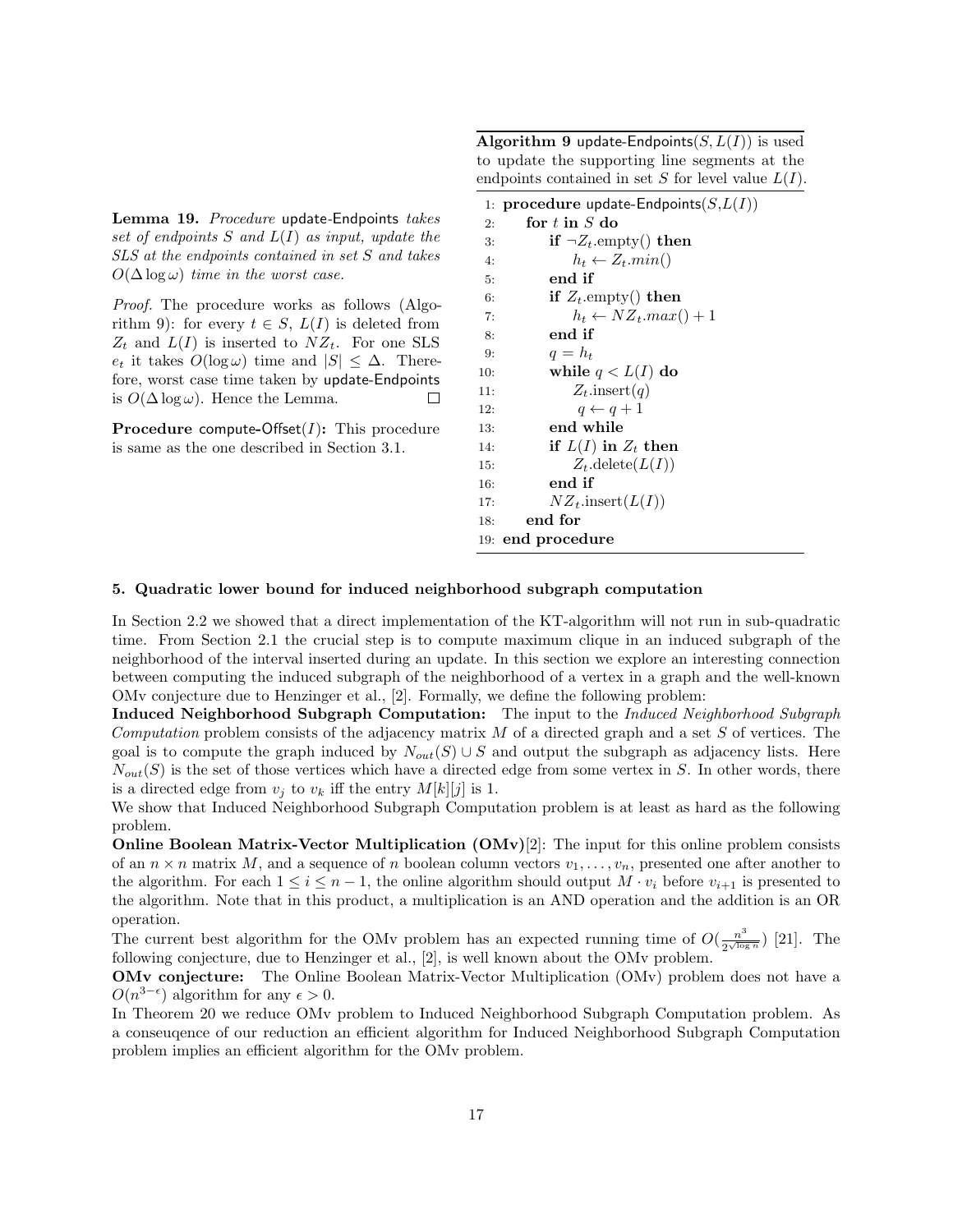**Lemma 19.** *Procedure* update-Endpoints *takes set of endpoints $S$ and $L(I)$ as input, update the SLS at the endpoints contained in set $S$ and takes $O(\Delta \log \omega)$ time in the worst case.*

*Proof.* The procedure works as follows (Algorithm 9): for every $t \in S$, $L(I)$ is deleted from $Z_t$ and $L(I)$ is inserted to $NZ_t$. For one SLS $e_t$ it takes $O(\log \omega)$ time and $|S| \leq \Delta$. Therefore, worst case time taken by update-Endpoints is $O(\Delta \log \omega)$. Hence the Lemma. ◻

**Procedure** compute-Offset$(I)$**:** This procedure is same as the one described in Section 3.1.

**Algorithm 9** update-Endpoints$(S, L(I))$ is used to update the supporting line segments at the endpoints contained in set $S$ for level value $L(I)$.

```
1: procedure update-Endpoints(S,L(I))
2:     for t in S do
3:         if ¬Z_t.empty() then
4:             h_t ← Z_t.min()
5:         end if
6:         if Z_t.empty() then
7:             h_t ← NZ_t.max() + 1
8:         end if
9:         q = h_t
10:        while q < L(I) do
11:            Z_t.insert(q)
12:            q ← q + 1
13:        end while
14:        if L(I) in Z_t then
15:            Z_t.delete(L(I))
16:        end if
17:        NZ_t.insert(L(I))
18:    end for
19: end procedure
```

## 5. Quadratic lower bound for induced neighborhood subgraph computation

In Section 2.2 we showed that a direct implementation of the KT-algorithm will not run in sub-quadratic time. From Section 2.1 the crucial step is to compute maximum clique in an induced subgraph of the neighborhood of the interval inserted during an update. In this section we explore an interesting connection between computing the induced subgraph of the neighborhood of a vertex in a graph and the well-known OMv conjecture due to Henzinger et al., [2]. Formally, we define the following problem:

**Induced Neighborhood Subgraph Computation:** The input to the *Induced Neighborhood Subgraph Computation* problem consists of the adjacency matrix $M$ of a directed graph and a set $S$ of vertices. The goal is to compute the graph induced by $N_{out}(S) \cup S$ and output the subgraph as adjacency lists. Here $N_{out}(S)$ is the set of those vertices which have a directed edge from some vertex in $S$. In other words, there is a directed edge from $v_j$ to $v_k$ iff the entry $M[k][j]$ is 1.

We show that Induced Neighborhood Subgraph Computation problem is at least as hard as the following problem.

**Online Boolean Matrix-Vector Multiplication (OMv)**[2]: The input for this online problem consists of an $n \times n$ matrix $M$, and a sequence of $n$ boolean column vectors $v_1, \ldots, v_n$, presented one after another to the algorithm. For each $1 \leq i \leq n-1$, the online algorithm should output $M \cdot v_i$ before $v_{i+1}$ is presented to the algorithm. Note that in this product, a multiplication is an AND operation and the addition is an OR operation.

The current best algorithm for the OMv problem has an expected running time of $O(\frac{n^3}{2^{\sqrt{\log n}}})$ [21]. The following conjecture, due to Henzinger et al., [2], is well known about the OMv problem.

**OMv conjecture:** The Online Boolean Matrix-Vector Multiplication (OMv) problem does not have a $O(n^{3-\epsilon})$ algorithm for any $\epsilon > 0$.

In Theorem 20 we reduce OMv problem to Induced Neighborhood Subgraph Computation problem. As a conseuqence of our reduction an efficient algorithm for Induced Neighborhood Subgraph Computation problem implies an efficient algorithm for the OMv problem.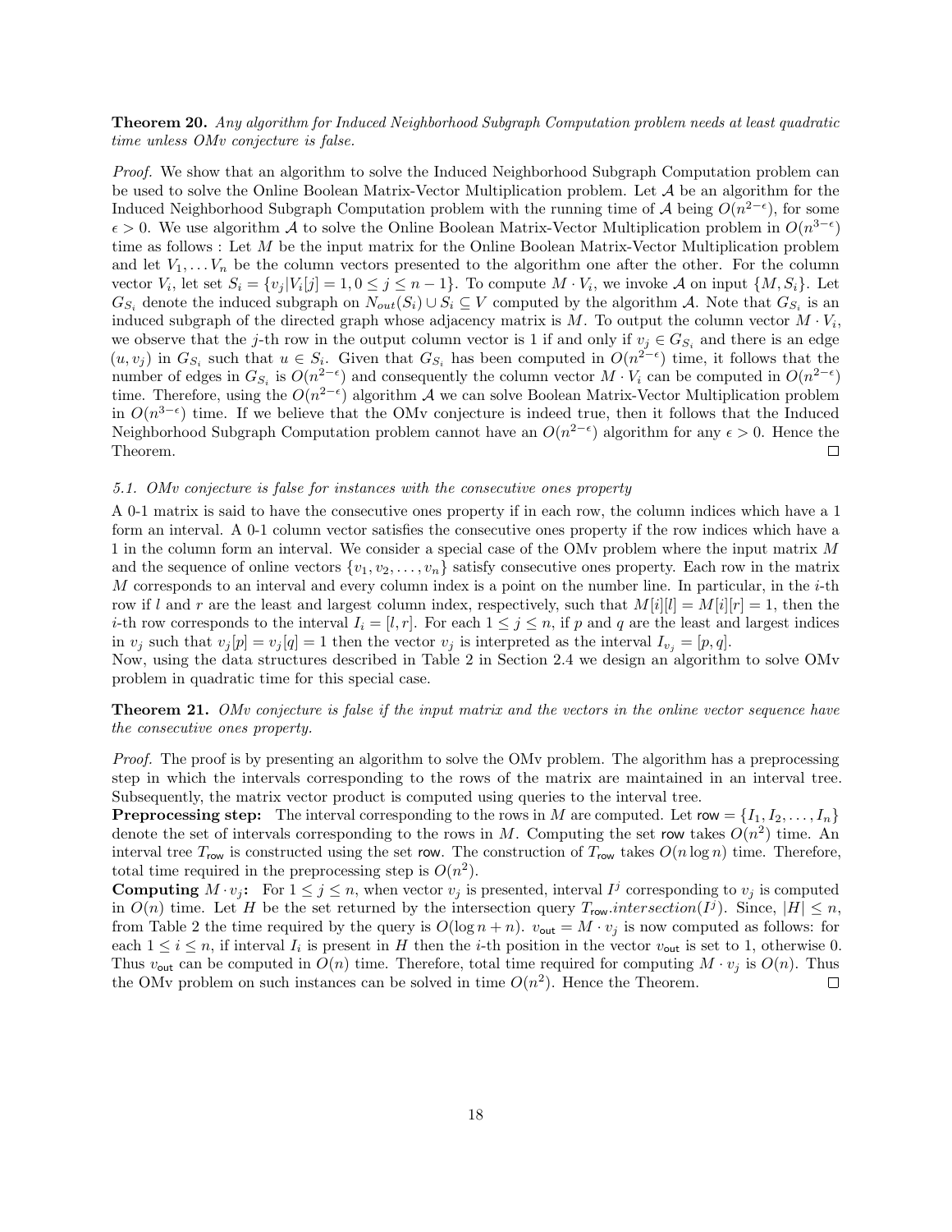**Theorem 20.** *Any algorithm for Induced Neighborhood Subgraph Computation problem needs at least quadratic time unless OMv conjecture is false.*

*Proof.* We show that an algorithm to solve the Induced Neighborhood Subgraph Computation problem can be used to solve the Online Boolean Matrix-Vector Multiplication problem. Let $\mathcal{A}$ be an algorithm for the Induced Neighborhood Subgraph Computation problem with the running time of $\mathcal{A}$ being $O(n^{2-\epsilon})$, for some $\epsilon > 0$. We use algorithm $\mathcal{A}$ to solve the Online Boolean Matrix-Vector Multiplication problem in $O(n^{3-\epsilon})$ time as follows : Let $M$ be the input matrix for the Online Boolean Matrix-Vector Multiplication problem and let $V_1, \ldots V_n$ be the column vectors presented to the algorithm one after the other. For the column vector $V_i$, let set $S_i = \{v_j | V_i[j] = 1, 0 \leq j \leq n-1\}$. To compute $M \cdot V_i$, we invoke $\mathcal{A}$ on input $\{M, S_i\}$. Let $G_{S_i}$ denote the induced subgraph on $N_{out}(S_i) \cup S_i \subseteq V$ computed by the algorithm $\mathcal{A}$. Note that $G_{S_i}$ is an induced subgraph of the directed graph whose adjacency matrix is $M$. To output the column vector $M \cdot V_i$, we observe that the $j$-th row in the output column vector is 1 if and only if $v_j \in G_{S_i}$ and there is an edge $(u, v_j)$ in $G_{S_i}$ such that $u \in S_i$. Given that $G_{S_i}$ has been computed in $O(n^{2-\epsilon})$ time, it follows that the number of edges in $G_{S_i}$ is $O(n^{2-\epsilon})$ and consequently the column vector $M \cdot V_i$ can be computed in $O(n^{2-\epsilon})$ time. Therefore, using the $O(n^{2-\epsilon})$ algorithm $\mathcal{A}$ we can solve Boolean Matrix-Vector Multiplication problem in $O(n^{3-\epsilon})$ time. If we believe that the OMv conjecture is indeed true, then it follows that the Induced Neighborhood Subgraph Computation problem cannot have an $O(n^{2-\epsilon})$ algorithm for any $\epsilon > 0$. Hence the Theorem. ◻

### 5.1. OMv conjecture is false for instances with the consecutive ones property

A 0-1 matrix is said to have the consecutive ones property if in each row, the column indices which have a 1 form an interval. A 0-1 column vector satisfies the consecutive ones property if the row indices which have a 1 in the column form an interval. We consider a special case of the OMv problem where the input matrix $M$ and the sequence of online vectors $\{v_1, v_2, \ldots, v_n\}$ satisfy consecutive ones property. Each row in the matrix $M$ corresponds to an interval and every column index is a point on the number line. In particular, in the $i$-th row if $l$ and $r$ are the least and largest column index, respectively, such that $M[i][l] = M[i][r] = 1$, then the $i$-th row corresponds to the interval $I_i = [l, r]$. For each $1 \leq j \leq n$, if $p$ and $q$ are the least and largest indices in $v_j$ such that $v_j[p] = v_j[q] = 1$ then the vector $v_j$ is interpreted as the interval $I_{v_j} = [p, q]$.

Now, using the data structures described in Table 2 in Section 2.4 we design an algorithm to solve OMv problem in quadratic time for this special case.

**Theorem 21.** *OMv conjecture is false if the input matrix and the vectors in the online vector sequence have the consecutive ones property.*

*Proof.* The proof is by presenting an algorithm to solve the OMv problem. The algorithm has a preprocessing step in which the intervals corresponding to the rows of the matrix are maintained in an interval tree. Subsequently, the matrix vector product is computed using queries to the interval tree.

**Preprocessing step:** The interval corresponding to the rows in $M$ are computed. Let $\mathsf{row} = \{I_1, I_2, \ldots, I_n\}$ denote the set of intervals corresponding to the rows in $M$. Computing the set $\mathsf{row}$ takes $O(n^2)$ time. An interval tree $T_{\mathsf{row}}$ is constructed using the set $\mathsf{row}$. The construction of $T_{\mathsf{row}}$ takes $O(n \log n)$ time. Therefore, total time required in the preprocessing step is $O(n^2)$.

**Computing $M \cdot v_j$:** For $1 \leq j \leq n$, when vector $v_j$ is presented, interval $I^j$ corresponding to $v_j$ is computed in $O(n)$ time. Let $H$ be the set returned by the intersection query $T_{\mathsf{row}}.intersection(I^j)$. Since, $|H| \leq n$, from Table 2 the time required by the query is $O(\log n + n)$. $v_{\mathsf{out}} = M \cdot v_j$ is now computed as follows: for each $1 \leq i \leq n$, if interval $I_i$ is present in $H$ then the $i$-th position in the vector $v_{\mathsf{out}}$ is set to 1, otherwise 0. Thus $v_{\mathsf{out}}$ can be computed in $O(n)$ time. Therefore, total time required for computing $M \cdot v_j$ is $O(n)$. Thus the OMv problem on such instances can be solved in time $O(n^2)$. Hence the Theorem. ◻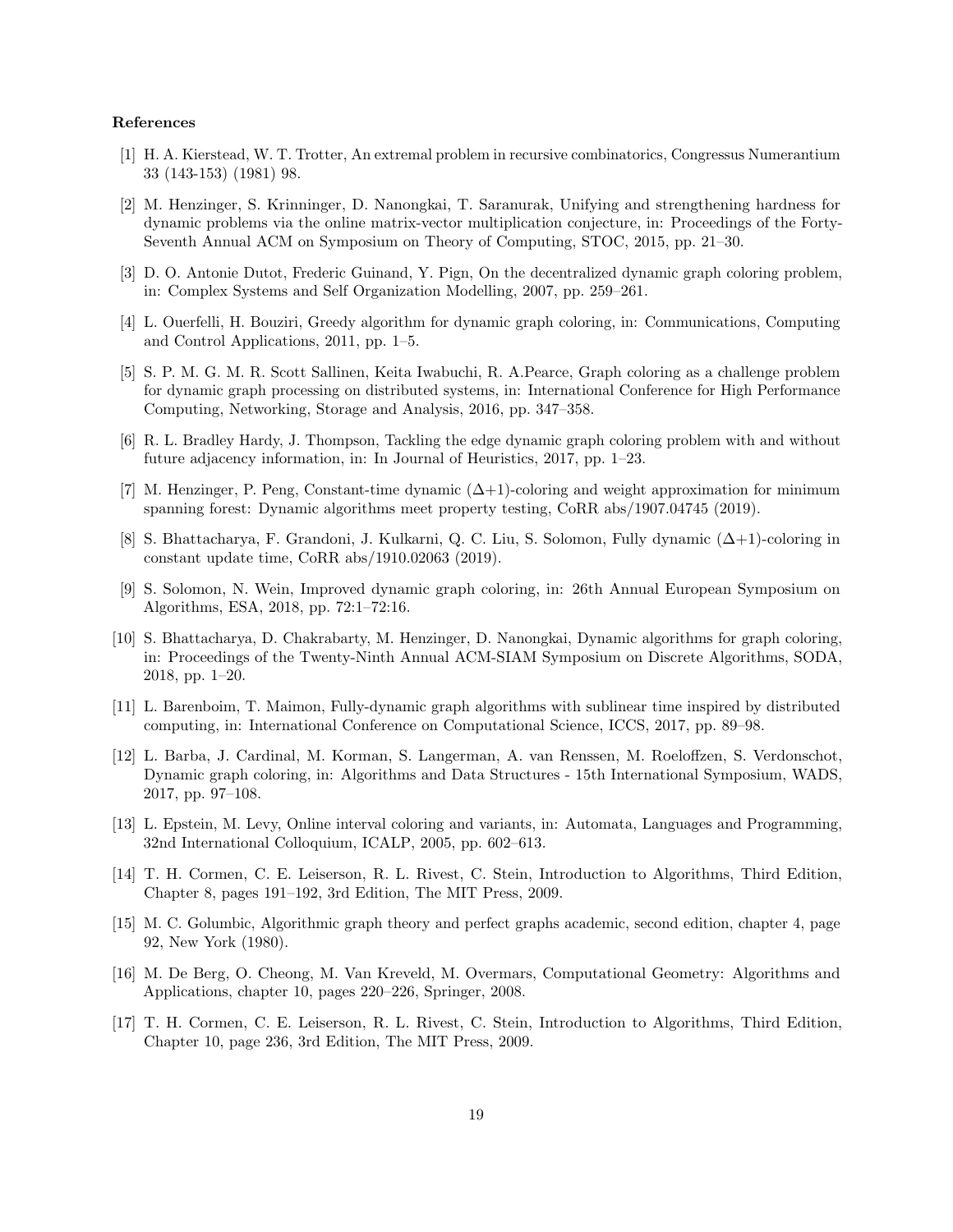**References**

[1] H. A. Kierstead, W. T. Trotter, An extremal problem in recursive combinatorics, Congressus Numerantium 33 (143-153) (1981) 98.

[2] M. Henzinger, S. Krinninger, D. Nanongkai, T. Saranurak, Unifying and strengthening hardness for dynamic problems via the online matrix-vector multiplication conjecture, in: Proceedings of the Forty-Seventh Annual ACM on Symposium on Theory of Computing, STOC, 2015, pp. 21–30.

[3] D. O. Antonie Dutot, Frederic Guinand, Y. Pign, On the decentralized dynamic graph coloring problem, in: Complex Systems and Self Organization Modelling, 2007, pp. 259–261.

[4] L. Ouerfelli, H. Bouziri, Greedy algorithm for dynamic graph coloring, in: Communications, Computing and Control Applications, 2011, pp. 1–5.

[5] S. P. M. G. M. R. Scott Sallinen, Keita Iwabuchi, R. A.Pearce, Graph coloring as a challenge problem for dynamic graph processing on distributed systems, in: International Conference for High Performance Computing, Networking, Storage and Analysis, 2016, pp. 347–358.

[6] R. L. Bradley Hardy, J. Thompson, Tackling the edge dynamic graph coloring problem with and without future adjacency information, in: In Journal of Heuristics, 2017, pp. 1–23.

[7] M. Henzinger, P. Peng, Constant-time dynamic $(\Delta+1)$-coloring and weight approximation for minimum spanning forest: Dynamic algorithms meet property testing, CoRR abs/1907.04745 (2019).

[8] S. Bhattacharya, F. Grandoni, J. Kulkarni, Q. C. Liu, S. Solomon, Fully dynamic $(\Delta+1)$-coloring in constant update time, CoRR abs/1910.02063 (2019).

[9] S. Solomon, N. Wein, Improved dynamic graph coloring, in: 26th Annual European Symposium on Algorithms, ESA, 2018, pp. 72:1–72:16.

[10] S. Bhattacharya, D. Chakrabarty, M. Henzinger, D. Nanongkai, Dynamic algorithms for graph coloring, in: Proceedings of the Twenty-Ninth Annual ACM-SIAM Symposium on Discrete Algorithms, SODA, 2018, pp. 1–20.

[11] L. Barenboim, T. Maimon, Fully-dynamic graph algorithms with sublinear time inspired by distributed computing, in: International Conference on Computational Science, ICCS, 2017, pp. 89–98.

[12] L. Barba, J. Cardinal, M. Korman, S. Langerman, A. van Renssen, M. Roeloffzen, S. Verdonschot, Dynamic graph coloring, in: Algorithms and Data Structures - 15th International Symposium, WADS, 2017, pp. 97–108.

[13] L. Epstein, M. Levy, Online interval coloring and variants, in: Automata, Languages and Programming, 32nd International Colloquium, ICALP, 2005, pp. 602–613.

[14] T. H. Cormen, C. E. Leiserson, R. L. Rivest, C. Stein, Introduction to Algorithms, Third Edition, Chapter 8, pages 191–192, 3rd Edition, The MIT Press, 2009.

[15] M. C. Golumbic, Algorithmic graph theory and perfect graphs academic, second edition, chapter 4, page 92, New York (1980).

[16] M. De Berg, O. Cheong, M. Van Kreveld, M. Overmars, Computational Geometry: Algorithms and Applications, chapter 10, pages 220–226, Springer, 2008.

[17] T. H. Cormen, C. E. Leiserson, R. L. Rivest, C. Stein, Introduction to Algorithms, Third Edition, Chapter 10, page 236, 3rd Edition, The MIT Press, 2009.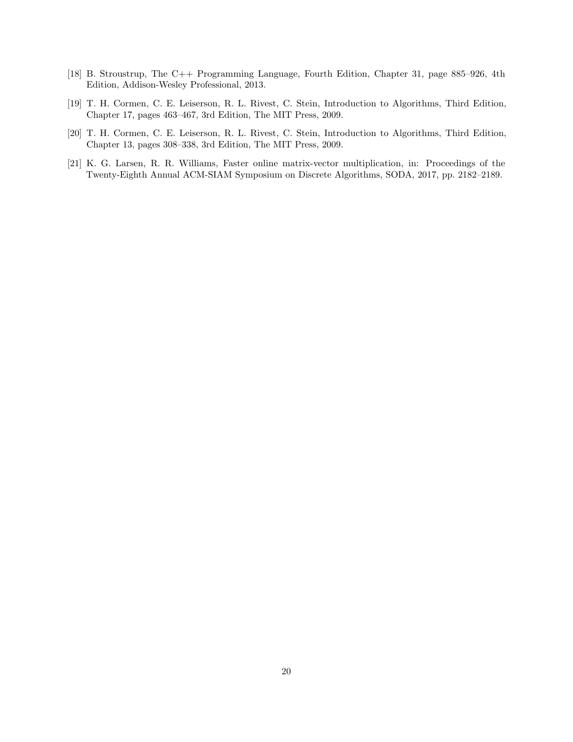[18] B. Stroustrup, The C++ Programming Language, Fourth Edition, Chapter 31, page 885–926, 4th Edition, Addison-Wesley Professional, 2013.

[19] T. H. Cormen, C. E. Leiserson, R. L. Rivest, C. Stein, Introduction to Algorithms, Third Edition, Chapter 17, pages 463–467, 3rd Edition, The MIT Press, 2009.

[20] T. H. Cormen, C. E. Leiserson, R. L. Rivest, C. Stein, Introduction to Algorithms, Third Edition, Chapter 13, pages 308–338, 3rd Edition, The MIT Press, 2009.

[21] K. G. Larsen, R. R. Williams, Faster online matrix-vector multiplication, in: Proceedings of the Twenty-Eighth Annual ACM-SIAM Symposium on Discrete Algorithms, SODA, 2017, pp. 2182–2189.